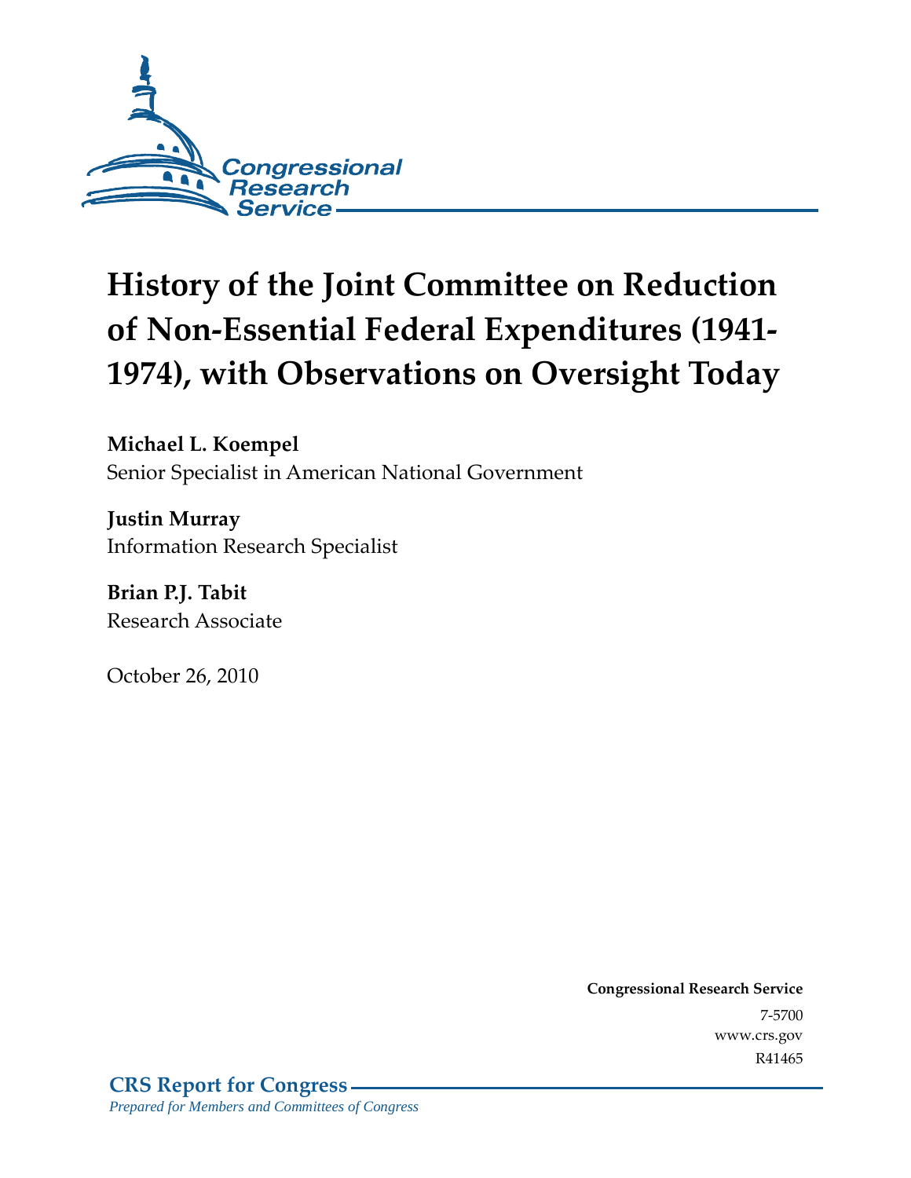Congressional Research Service

# History of the Joint Committee on Reduction of Non-Essential Federal Expenditures (1941-1974), with Observations on Oversight Today

**Michael L. Koempel**
Senior Specialist in American National Government

**Justin Murray**
Information Research Specialist

**Brian P.J. Tabit**
Research Associate

October 26, 2010

**Congressional Research Service**
7-5700
www.crs.gov
R41465

**CRS Report for Congress**
*Prepared for Members and Committees of Congress*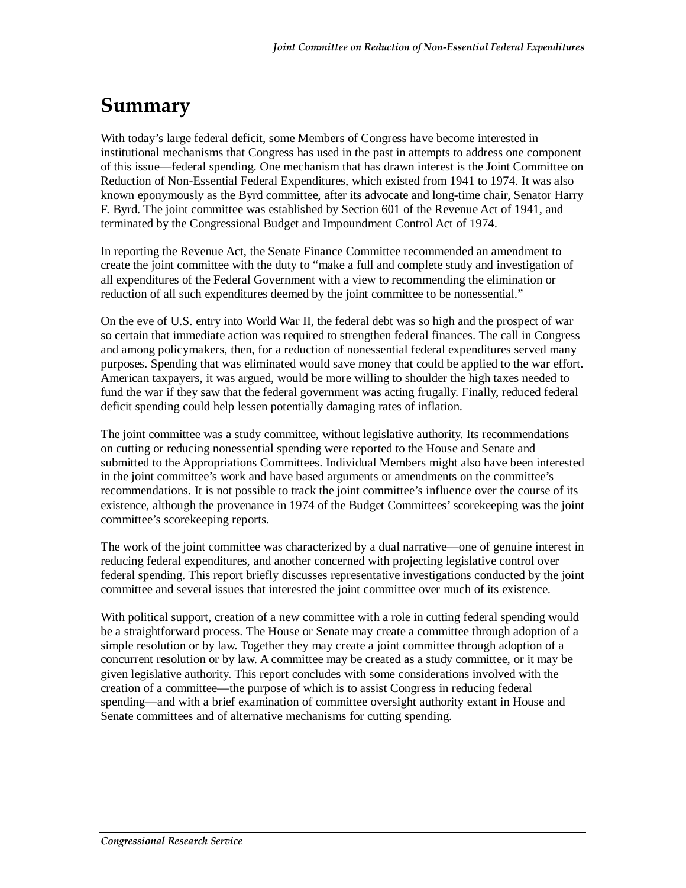# Summary

With today's large federal deficit, some Members of Congress have become interested in institutional mechanisms that Congress has used in the past in attempts to address one component of this issue—federal spending. One mechanism that has drawn interest is the Joint Committee on Reduction of Non-Essential Federal Expenditures, which existed from 1941 to 1974. It was also known eponymously as the Byrd committee, after its advocate and long-time chair, Senator Harry F. Byrd. The joint committee was established by Section 601 of the Revenue Act of 1941, and terminated by the Congressional Budget and Impoundment Control Act of 1974.

In reporting the Revenue Act, the Senate Finance Committee recommended an amendment to create the joint committee with the duty to "make a full and complete study and investigation of all expenditures of the Federal Government with a view to recommending the elimination or reduction of all such expenditures deemed by the joint committee to be nonessential."

On the eve of U.S. entry into World War II, the federal debt was so high and the prospect of war so certain that immediate action was required to strengthen federal finances. The call in Congress and among policymakers, then, for a reduction of nonessential federal expenditures served many purposes. Spending that was eliminated would save money that could be applied to the war effort. American taxpayers, it was argued, would be more willing to shoulder the high taxes needed to fund the war if they saw that the federal government was acting frugally. Finally, reduced federal deficit spending could help lessen potentially damaging rates of inflation.

The joint committee was a study committee, without legislative authority. Its recommendations on cutting or reducing nonessential spending were reported to the House and Senate and submitted to the Appropriations Committees. Individual Members might also have been interested in the joint committee's work and have based arguments or amendments on the committee's recommendations. It is not possible to track the joint committee's influence over the course of its existence, although the provenance in 1974 of the Budget Committees' scorekeeping was the joint committee's scorekeeping reports.

The work of the joint committee was characterized by a dual narrative—one of genuine interest in reducing federal expenditures, and another concerned with projecting legislative control over federal spending. This report briefly discusses representative investigations conducted by the joint committee and several issues that interested the joint committee over much of its existence.

With political support, creation of a new committee with a role in cutting federal spending would be a straightforward process. The House or Senate may create a committee through adoption of a simple resolution or by law. Together they may create a joint committee through adoption of a concurrent resolution or by law. A committee may be created as a study committee, or it may be given legislative authority. This report concludes with some considerations involved with the creation of a committee—the purpose of which is to assist Congress in reducing federal spending—and with a brief examination of committee oversight authority extant in House and Senate committees and of alternative mechanisms for cutting spending.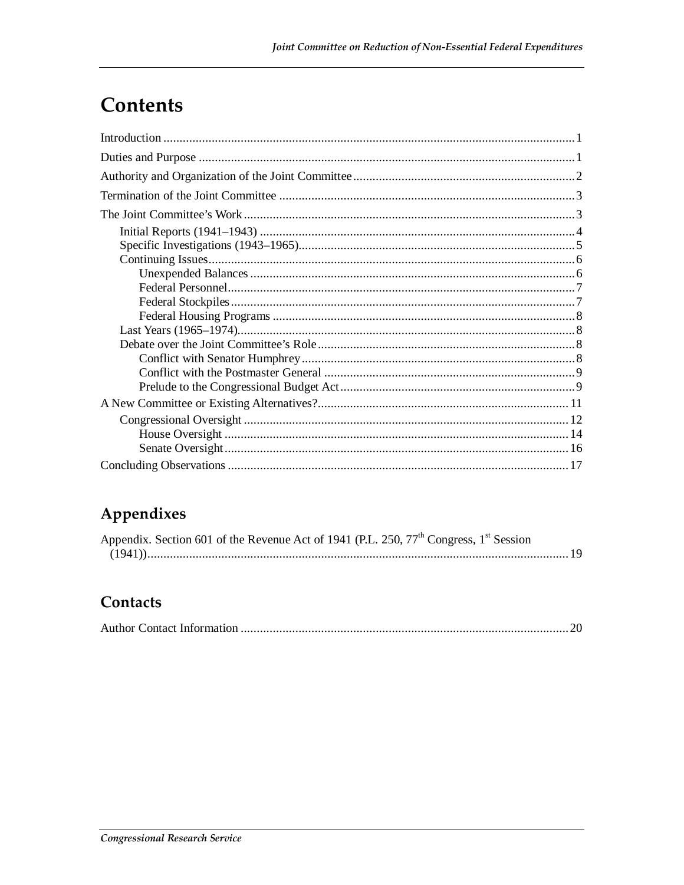# Contents

Introduction ... 1

Duties and Purpose ... 1

Authority and Organization of the Joint Committee ... 2

Termination of the Joint Committee ... 3

The Joint Committee's Work ... 3

- Initial Reports (1941–1943) ... 4
- Specific Investigations (1943–1965) ... 5
- Continuing Issues ... 6
  - Unexpended Balances ... 6
  - Federal Personnel ... 7
  - Federal Stockpiles ... 7
  - Federal Housing Programs ... 8
- Last Years (1965–1974) ... 8
- Debate over the Joint Committee's Role ... 8
  - Conflict with Senator Humphrey ... 8
  - Conflict with the Postmaster General ... 9
  - Prelude to the Congressional Budget Act ... 9

A New Committee or Existing Alternatives? ... 11

- Congressional Oversight ... 12
  - House Oversight ... 14
  - Senate Oversight ... 16

Concluding Observations ... 17

## Appendixes

Appendix. Section 601 of the Revenue Act of 1941 (P.L. 250, 77th Congress, 1st Session (1941)) ... 19

## Contacts

Author Contact Information ... 20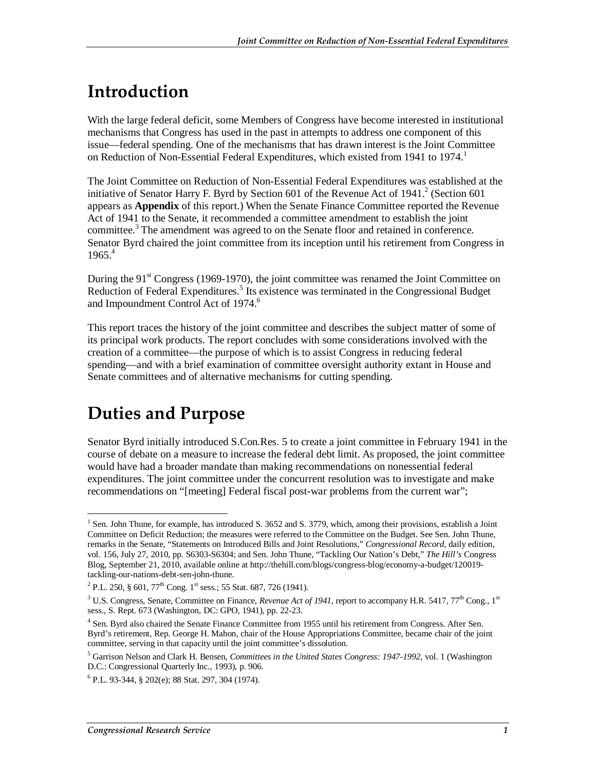# Introduction

With the large federal deficit, some Members of Congress have become interested in institutional mechanisms that Congress has used in the past in attempts to address one component of this issue—federal spending. One of the mechanisms that has drawn interest is the Joint Committee on Reduction of Non-Essential Federal Expenditures, which existed from 1941 to 1974.[1]

The Joint Committee on Reduction of Non-Essential Federal Expenditures was established at the initiative of Senator Harry F. Byrd by Section 601 of the Revenue Act of 1941.[2] (Section 601 appears as **Appendix** of this report.) When the Senate Finance Committee reported the Revenue Act of 1941 to the Senate, it recommended a committee amendment to establish the joint committee.[3] The amendment was agreed to on the Senate floor and retained in conference. Senator Byrd chaired the joint committee from its inception until his retirement from Congress in 1965.[4]

During the 91st Congress (1969-1970), the joint committee was renamed the Joint Committee on Reduction of Federal Expenditures.[5] Its existence was terminated in the Congressional Budget and Impoundment Control Act of 1974.[6]

This report traces the history of the joint committee and describes the subject matter of some of its principal work products. The report concludes with some considerations involved with the creation of a committee—the purpose of which is to assist Congress in reducing federal spending—and with a brief examination of committee oversight authority extant in House and Senate committees and of alternative mechanisms for cutting spending.

# Duties and Purpose

Senator Byrd initially introduced S.Con.Res. 5 to create a joint committee in February 1941 in the course of debate on a measure to increase the federal debt limit. As proposed, the joint committee would have had a broader mandate than making recommendations on nonessential federal expenditures. The joint committee under the concurrent resolution was to investigate and make recommendations on "[meeting] Federal fiscal post-war problems from the current war";

---

[1] Sen. John Thune, for example, has introduced S. 3652 and S. 3779, which, among their provisions, establish a Joint Committee on Deficit Reduction; the measures were referred to the Committee on the Budget. See Sen. John Thune, remarks in the Senate, "Statements on Introduced Bills and Joint Resolutions," *Congressional Record*, daily edition, vol. 156, July 27, 2010, pp. S6303-S6304; and Sen. John Thune, "Tackling Our Nation's Debt," *The Hill's* Congress Blog, September 21, 2010, available online at http://thehill.com/blogs/congress-blog/economy-a-budget/120019-tackling-our-nations-debt-sen-john-thune.

[2] P.L. 250, § 601, 77th Cong. 1st sess.; 55 Stat. 687, 726 (1941).

[3] U.S. Congress, Senate, Committee on Finance, *Revenue Act of 1941*, report to accompany H.R. 5417, 77th Cong., 1st sess., S. Rept. 673 (Washington, DC: GPO, 1941), pp. 22-23.

[4] Sen. Byrd also chaired the Senate Finance Committee from 1955 until his retirement from Congress. After Sen. Byrd's retirement, Rep. George H. Mahon, chair of the House Appropriations Committee, became chair of the joint committee, serving in that capacity until the joint committee's dissolution.

[5] Garrison Nelson and Clark H. Bensen, *Committees in the United States Congress: 1947-1992*, vol. 1 (Washington D.C.: Congressional Quarterly Inc., 1993), p. 906.

[6] P.L. 93-344, § 202(e); 88 Stat. 297, 304 (1974).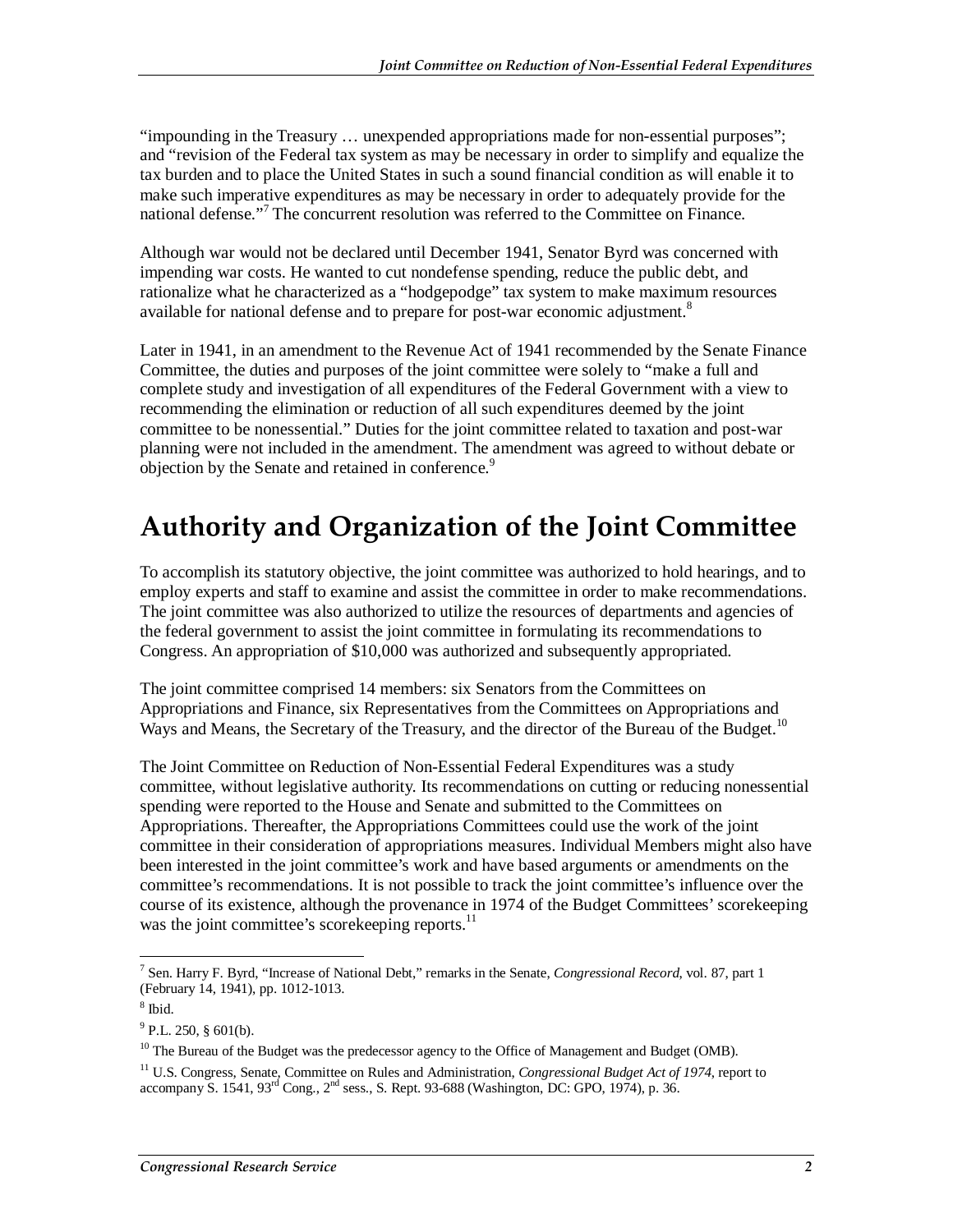"impounding in the Treasury … unexpended appropriations made for non-essential purposes"; and "revision of the Federal tax system as may be necessary in order to simplify and equalize the tax burden and to place the United States in such a sound financial condition as will enable it to make such imperative expenditures as may be necessary in order to adequately provide for the national defense."[7] The concurrent resolution was referred to the Committee on Finance.

Although war would not be declared until December 1941, Senator Byrd was concerned with impending war costs. He wanted to cut nondefense spending, reduce the public debt, and rationalize what he characterized as a "hodgepodge" tax system to make maximum resources available for national defense and to prepare for post-war economic adjustment.[8]

Later in 1941, in an amendment to the Revenue Act of 1941 recommended by the Senate Finance Committee, the duties and purposes of the joint committee were solely to "make a full and complete study and investigation of all expenditures of the Federal Government with a view to recommending the elimination or reduction of all such expenditures deemed by the joint committee to be nonessential." Duties for the joint committee related to taxation and post-war planning were not included in the amendment. The amendment was agreed to without debate or objection by the Senate and retained in conference.[9]

# Authority and Organization of the Joint Committee

To accomplish its statutory objective, the joint committee was authorized to hold hearings, and to employ experts and staff to examine and assist the committee in order to make recommendations. The joint committee was also authorized to utilize the resources of departments and agencies of the federal government to assist the joint committee in formulating its recommendations to Congress. An appropriation of $10,000 was authorized and subsequently appropriated.

The joint committee comprised 14 members: six Senators from the Committees on Appropriations and Finance, six Representatives from the Committees on Appropriations and Ways and Means, the Secretary of the Treasury, and the director of the Bureau of the Budget.[10]

The Joint Committee on Reduction of Non-Essential Federal Expenditures was a study committee, without legislative authority. Its recommendations on cutting or reducing nonessential spending were reported to the House and Senate and submitted to the Committees on Appropriations. Thereafter, the Appropriations Committees could use the work of the joint committee in their consideration of appropriations measures. Individual Members might also have been interested in the joint committee's work and have based arguments or amendments on the committee's recommendations. It is not possible to track the joint committee's influence over the course of its existence, although the provenance in 1974 of the Budget Committees' scorekeeping was the joint committee's scorekeeping reports.[11]

---

[7] Sen. Harry F. Byrd, "Increase of National Debt," remarks in the Senate, *Congressional Record*, vol. 87, part 1 (February 14, 1941), pp. 1012-1013.

[8] Ibid.

[9] P.L. 250, § 601(b).

[10] The Bureau of the Budget was the predecessor agency to the Office of Management and Budget (OMB).

[11] U.S. Congress, Senate, Committee on Rules and Administration, *Congressional Budget Act of 1974*, report to accompany S. 1541, 93rd Cong., 2nd sess., S. Rept. 93-688 (Washington, DC: GPO, 1974), p. 36.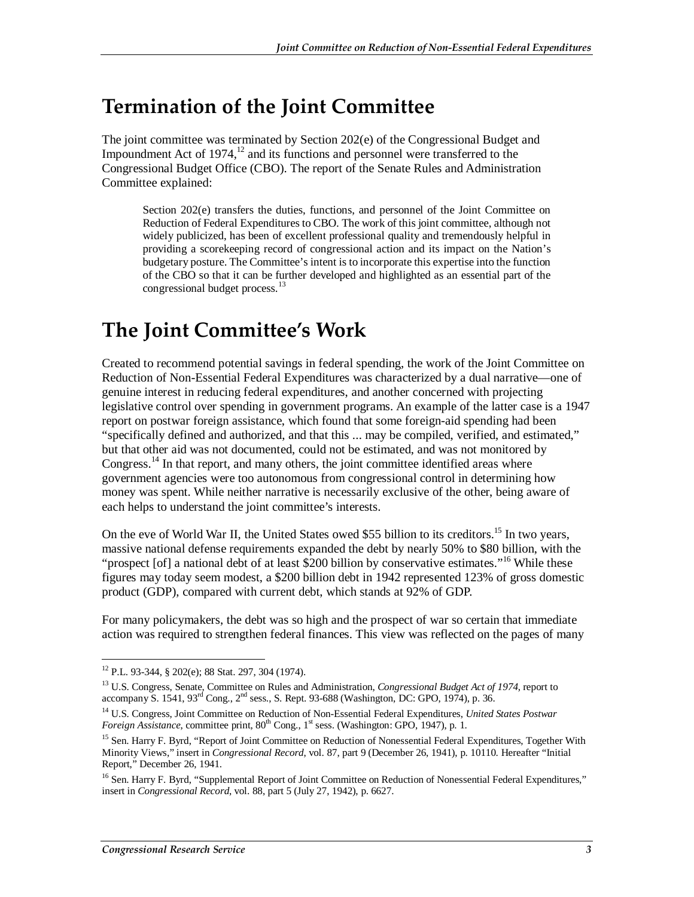# Termination of the Joint Committee

The joint committee was terminated by Section 202(e) of the Congressional Budget and Impoundment Act of 1974,[12] and its functions and personnel were transferred to the Congressional Budget Office (CBO). The report of the Senate Rules and Administration Committee explained:

> Section 202(e) transfers the duties, functions, and personnel of the Joint Committee on Reduction of Federal Expenditures to CBO. The work of this joint committee, although not widely publicized, has been of excellent professional quality and tremendously helpful in providing a scorekeeping record of congressional action and its impact on the Nation's budgetary posture. The Committee's intent is to incorporate this expertise into the function of the CBO so that it can be further developed and highlighted as an essential part of the congressional budget process.[13]

# The Joint Committee's Work

Created to recommend potential savings in federal spending, the work of the Joint Committee on Reduction of Non-Essential Federal Expenditures was characterized by a dual narrative—one of genuine interest in reducing federal expenditures, and another concerned with projecting legislative control over spending in government programs. An example of the latter case is a 1947 report on postwar foreign assistance, which found that some foreign-aid spending had been "specifically defined and authorized, and that this ... may be compiled, verified, and estimated," but that other aid was not documented, could not be estimated, and was not monitored by Congress.[14] In that report, and many others, the joint committee identified areas where government agencies were too autonomous from congressional control in determining how money was spent. While neither narrative is necessarily exclusive of the other, being aware of each helps to understand the joint committee's interests.

On the eve of World War II, the United States owed $55 billion to its creditors.[15] In two years, massive national defense requirements expanded the debt by nearly 50% to $80 billion, with the "prospect [of] a national debt of at least $200 billion by conservative estimates."[16] While these figures may today seem modest, a $200 billion debt in 1942 represented 123% of gross domestic product (GDP), compared with current debt, which stands at 92% of GDP.

For many policymakers, the debt was so high and the prospect of war so certain that immediate action was required to strengthen federal finances. This view was reflected on the pages of many

---

[12] P.L. 93-344, § 202(e); 88 Stat. 297, 304 (1974).

[13] U.S. Congress, Senate, Committee on Rules and Administration, *Congressional Budget Act of 1974*, report to accompany S. 1541, 93rd Cong., 2nd sess., S. Rept. 93-688 (Washington, DC: GPO, 1974), p. 36.

[14] U.S. Congress, Joint Committee on Reduction of Non-Essential Federal Expenditures, *United States Postwar Foreign Assistance*, committee print, 80th Cong., 1st sess. (Washington: GPO, 1947), p. 1.

[15] Sen. Harry F. Byrd, "Report of Joint Committee on Reduction of Nonessential Federal Expenditures, Together With Minority Views," insert in *Congressional Record*, vol. 87, part 9 (December 26, 1941), p. 10110. Hereafter "Initial Report," December 26, 1941.

[16] Sen. Harry F. Byrd, "Supplemental Report of Joint Committee on Reduction of Nonessential Federal Expenditures," insert in *Congressional Record*, vol. 88, part 5 (July 27, 1942), p. 6627.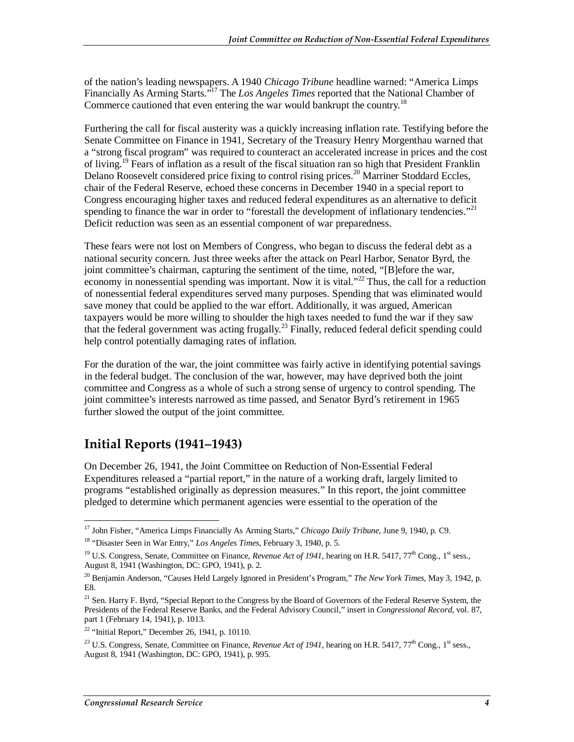of the nation's leading newspapers. A 1940 *Chicago Tribune* headline warned: "America Limps Financially As Arming Starts."[17] The *Los Angeles Times* reported that the National Chamber of Commerce cautioned that even entering the war would bankrupt the country.[18]

Furthering the call for fiscal austerity was a quickly increasing inflation rate. Testifying before the Senate Committee on Finance in 1941, Secretary of the Treasury Henry Morgenthau warned that a "strong fiscal program" was required to counteract an accelerated increase in prices and the cost of living.[19] Fears of inflation as a result of the fiscal situation ran so high that President Franklin Delano Roosevelt considered price fixing to control rising prices.[20] Marriner Stoddard Eccles, chair of the Federal Reserve, echoed these concerns in December 1940 in a special report to Congress encouraging higher taxes and reduced federal expenditures as an alternative to deficit spending to finance the war in order to "forestall the development of inflationary tendencies."[21] Deficit reduction was seen as an essential component of war preparedness.

These fears were not lost on Members of Congress, who began to discuss the federal debt as a national security concern. Just three weeks after the attack on Pearl Harbor, Senator Byrd, the joint committee's chairman, capturing the sentiment of the time, noted, "[B]efore the war, economy in nonessential spending was important. Now it is vital."[22] Thus, the call for a reduction of nonessential federal expenditures served many purposes. Spending that was eliminated would save money that could be applied to the war effort. Additionally, it was argued, American taxpayers would be more willing to shoulder the high taxes needed to fund the war if they saw that the federal government was acting frugally.[23] Finally, reduced federal deficit spending could help control potentially damaging rates of inflation.

For the duration of the war, the joint committee was fairly active in identifying potential savings in the federal budget. The conclusion of the war, however, may have deprived both the joint committee and Congress as a whole of such a strong sense of urgency to control spending. The joint committee's interests narrowed as time passed, and Senator Byrd's retirement in 1965 further slowed the output of the joint committee.

## Initial Reports (1941–1943)

On December 26, 1941, the Joint Committee on Reduction of Non-Essential Federal Expenditures released a "partial report," in the nature of a working draft, largely limited to programs "established originally as depression measures." In this report, the joint committee pledged to determine which permanent agencies were essential to the operation of the

---

[17] John Fisher, "America Limps Financially As Arming Starts," *Chicago Daily Tribune*, June 9, 1940, p. C9.

[18] "Disaster Seen in War Entry," *Los Angeles Times*, February 3, 1940, p. 5.

[19] U.S. Congress, Senate, Committee on Finance, *Revenue Act of 1941*, hearing on H.R. 5417, 77th Cong., 1st sess., August 8, 1941 (Washington, DC: GPO, 1941), p. 2.

[20] Benjamin Anderson, "Causes Held Largely Ignored in President's Program," *The New York Times*, May 3, 1942, p. E8.

[21] Sen. Harry F. Byrd, "Special Report to the Congress by the Board of Governors of the Federal Reserve System, the Presidents of the Federal Reserve Banks, and the Federal Advisory Council," insert in *Congressional Record*, vol. 87, part 1 (February 14, 1941), p. 1013.

[22] "Initial Report," December 26, 1941, p. 10110.

[23] U.S. Congress, Senate, Committee on Finance, *Revenue Act of 1941*, hearing on H.R. 5417, 77th Cong., 1st sess., August 8, 1941 (Washington, DC: GPO, 1941), p. 995.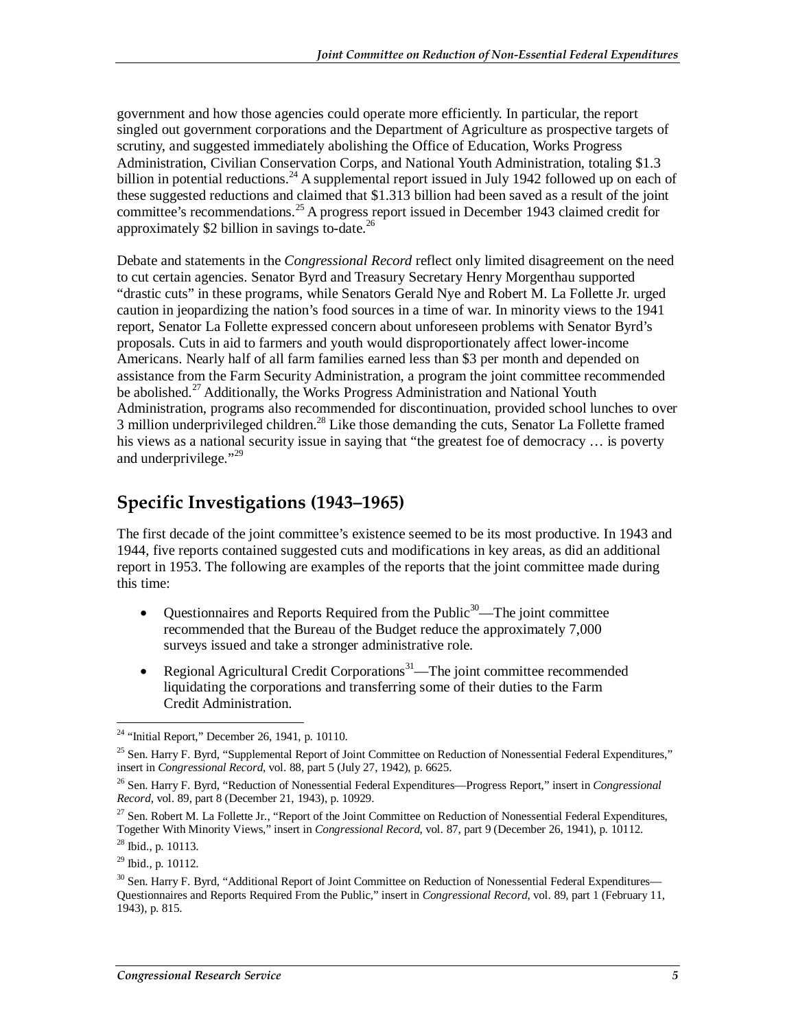government and how those agencies could operate more efficiently. In particular, the report singled out government corporations and the Department of Agriculture as prospective targets of scrutiny, and suggested immediately abolishing the Office of Education, Works Progress Administration, Civilian Conservation Corps, and National Youth Administration, totaling $1.3 billion in potential reductions.[24] A supplemental report issued in July 1942 followed up on each of these suggested reductions and claimed that $1.313 billion had been saved as a result of the joint committee's recommendations.[25] A progress report issued in December 1943 claimed credit for approximately $2 billion in savings to-date.[26]

Debate and statements in the *Congressional Record* reflect only limited disagreement on the need to cut certain agencies. Senator Byrd and Treasury Secretary Henry Morgenthau supported "drastic cuts" in these programs, while Senators Gerald Nye and Robert M. La Follette Jr. urged caution in jeopardizing the nation's food sources in a time of war. In minority views to the 1941 report, Senator La Follette expressed concern about unforeseen problems with Senator Byrd's proposals. Cuts in aid to farmers and youth would disproportionately affect lower-income Americans. Nearly half of all farm families earned less than $3 per month and depended on assistance from the Farm Security Administration, a program the joint committee recommended be abolished.[27] Additionally, the Works Progress Administration and National Youth Administration, programs also recommended for discontinuation, provided school lunches to over 3 million underprivileged children.[28] Like those demanding the cuts, Senator La Follette framed his views as a national security issue in saying that "the greatest foe of democracy … is poverty and underprivilege."[29]

## Specific Investigations (1943–1965)

The first decade of the joint committee's existence seemed to be its most productive. In 1943 and 1944, five reports contained suggested cuts and modifications in key areas, as did an additional report in 1953. The following are examples of the reports that the joint committee made during this time:

- Questionnaires and Reports Required from the Public[30]—The joint committee recommended that the Bureau of the Budget reduce the approximately 7,000 surveys issued and take a stronger administrative role.
- Regional Agricultural Credit Corporations[31]—The joint committee recommended liquidating the corporations and transferring some of their duties to the Farm Credit Administration.

---

[24] "Initial Report," December 26, 1941, p. 10110.

[25] Sen. Harry F. Byrd, "Supplemental Report of Joint Committee on Reduction of Nonessential Federal Expenditures," insert in *Congressional Record*, vol. 88, part 5 (July 27, 1942), p. 6625.

[26] Sen. Harry F. Byrd, "Reduction of Nonessential Federal Expenditures—Progress Report," insert in *Congressional Record*, vol. 89, part 8 (December 21, 1943), p. 10929.

[27] Sen. Robert M. La Follette Jr., "Report of the Joint Committee on Reduction of Nonessential Federal Expenditures, Together With Minority Views," insert in *Congressional Record*, vol. 87, part 9 (December 26, 1941), p. 10112.

[28] Ibid., p. 10113.

[29] Ibid., p. 10112.

[30] Sen. Harry F. Byrd, "Additional Report of Joint Committee on Reduction of Nonessential Federal Expenditures—Questionnaires and Reports Required From the Public," insert in *Congressional Record*, vol. 89, part 1 (February 11, 1943), p. 815.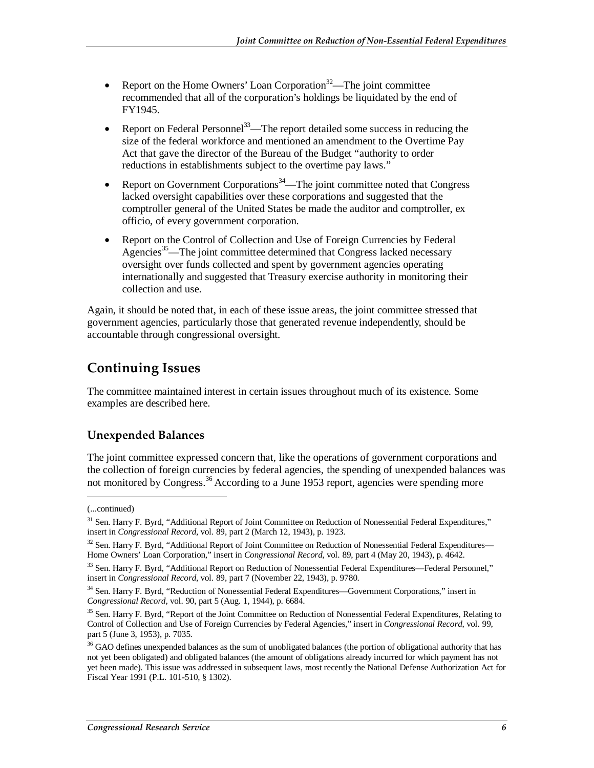- Report on the Home Owners' Loan Corporation[32]—The joint committee recommended that all of the corporation's holdings be liquidated by the end of FY1945.
- Report on Federal Personnel[33]—The report detailed some success in reducing the size of the federal workforce and mentioned an amendment to the Overtime Pay Act that gave the director of the Bureau of the Budget "authority to order reductions in establishments subject to the overtime pay laws."
- Report on Government Corporations[34]—The joint committee noted that Congress lacked oversight capabilities over these corporations and suggested that the comptroller general of the United States be made the auditor and comptroller, ex officio, of every government corporation.
- Report on the Control of Collection and Use of Foreign Currencies by Federal Agencies[35]—The joint committee determined that Congress lacked necessary oversight over funds collected and spent by government agencies operating internationally and suggested that Treasury exercise authority in monitoring their collection and use.

Again, it should be noted that, in each of these issue areas, the joint committee stressed that government agencies, particularly those that generated revenue independently, should be accountable through congressional oversight.

## Continuing Issues

The committee maintained interest in certain issues throughout much of its existence. Some examples are described here.

### Unexpended Balances

The joint committee expressed concern that, like the operations of government corporations and the collection of foreign currencies by federal agencies, the spending of unexpended balances was not monitored by Congress.[36] According to a June 1953 report, agencies were spending more

---

(...continued)

[31] Sen. Harry F. Byrd, "Additional Report of Joint Committee on Reduction of Nonessential Federal Expenditures," insert in *Congressional Record*, vol. 89, part 2 (March 12, 1943), p. 1923.

[32] Sen. Harry F. Byrd, "Additional Report of Joint Committee on Reduction of Nonessential Federal Expenditures—Home Owners' Loan Corporation," insert in *Congressional Record*, vol. 89, part 4 (May 20, 1943), p. 4642.

[33] Sen. Harry F. Byrd, "Additional Report on Reduction of Nonessential Federal Expenditures—Federal Personnel," insert in *Congressional Record*, vol. 89, part 7 (November 22, 1943), p. 9780.

[34] Sen. Harry F. Byrd, "Reduction of Nonessential Federal Expenditures—Government Corporations," insert in *Congressional Record*, vol. 90, part 5 (Aug. 1, 1944), p. 6684.

[35] Sen. Harry F. Byrd, "Report of the Joint Committee on Reduction of Nonessential Federal Expenditures, Relating to Control of Collection and Use of Foreign Currencies by Federal Agencies," insert in *Congressional Record*, vol. 99, part 5 (June 3, 1953), p. 7035.

[36] GAO defines unexpended balances as the sum of unobligated balances (the portion of obligational authority that has not yet been obligated) and obligated balances (the amount of obligations already incurred for which payment has not yet been made). This issue was addressed in subsequent laws, most recently the National Defense Authorization Act for Fiscal Year 1991 (P.L. 101-510, § 1302).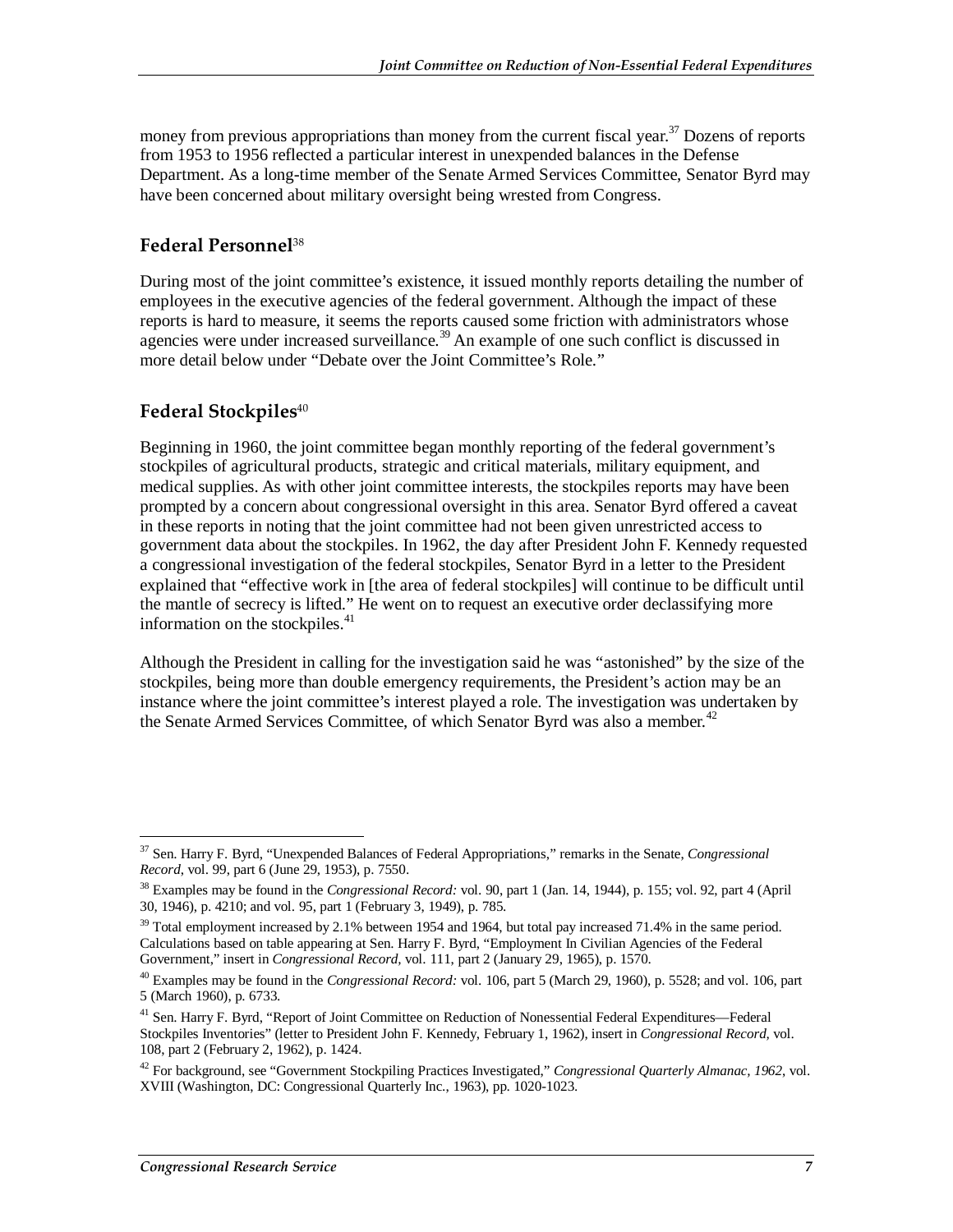money from previous appropriations than money from the current fiscal year.[37] Dozens of reports from 1953 to 1956 reflected a particular interest in unexpended balances in the Defense Department. As a long-time member of the Senate Armed Services Committee, Senator Byrd may have been concerned about military oversight being wrested from Congress.

## Federal Personnel[38]

During most of the joint committee's existence, it issued monthly reports detailing the number of employees in the executive agencies of the federal government. Although the impact of these reports is hard to measure, it seems the reports caused some friction with administrators whose agencies were under increased surveillance.[39] An example of one such conflict is discussed in more detail below under "Debate over the Joint Committee's Role."

## Federal Stockpiles[40]

Beginning in 1960, the joint committee began monthly reporting of the federal government's stockpiles of agricultural products, strategic and critical materials, military equipment, and medical supplies. As with other joint committee interests, the stockpiles reports may have been prompted by a concern about congressional oversight in this area. Senator Byrd offered a caveat in these reports in noting that the joint committee had not been given unrestricted access to government data about the stockpiles. In 1962, the day after President John F. Kennedy requested a congressional investigation of the federal stockpiles, Senator Byrd in a letter to the President explained that "effective work in [the area of federal stockpiles] will continue to be difficult until the mantle of secrecy is lifted." He went on to request an executive order declassifying more information on the stockpiles.[41]

Although the President in calling for the investigation said he was "astonished" by the size of the stockpiles, being more than double emergency requirements, the President's action may be an instance where the joint committee's interest played a role. The investigation was undertaken by the Senate Armed Services Committee, of which Senator Byrd was also a member.[42]

---

[37] Sen. Harry F. Byrd, "Unexpended Balances of Federal Appropriations," remarks in the Senate, *Congressional Record*, vol. 99, part 6 (June 29, 1953), p. 7550.

[38] Examples may be found in the *Congressional Record:* vol. 90, part 1 (Jan. 14, 1944), p. 155; vol. 92, part 4 (April 30, 1946), p. 4210; and vol. 95, part 1 (February 3, 1949), p. 785.

[39] Total employment increased by 2.1% between 1954 and 1964, but total pay increased 71.4% in the same period. Calculations based on table appearing at Sen. Harry F. Byrd, "Employment In Civilian Agencies of the Federal Government," insert in *Congressional Record,* vol. 111, part 2 (January 29, 1965), p. 1570.

[40] Examples may be found in the *Congressional Record:* vol. 106, part 5 (March 29, 1960), p. 5528; and vol. 106, part 5 (March 1960), p. 6733.

[41] Sen. Harry F. Byrd, "Report of Joint Committee on Reduction of Nonessential Federal Expenditures—Federal Stockpiles Inventories" (letter to President John F. Kennedy, February 1, 1962), insert in *Congressional Record,* vol. 108, part 2 (February 2, 1962), p. 1424.

[42] For background, see "Government Stockpiling Practices Investigated," *Congressional Quarterly Almanac, 1962*, vol. XVIII (Washington, DC: Congressional Quarterly Inc., 1963), pp. 1020-1023.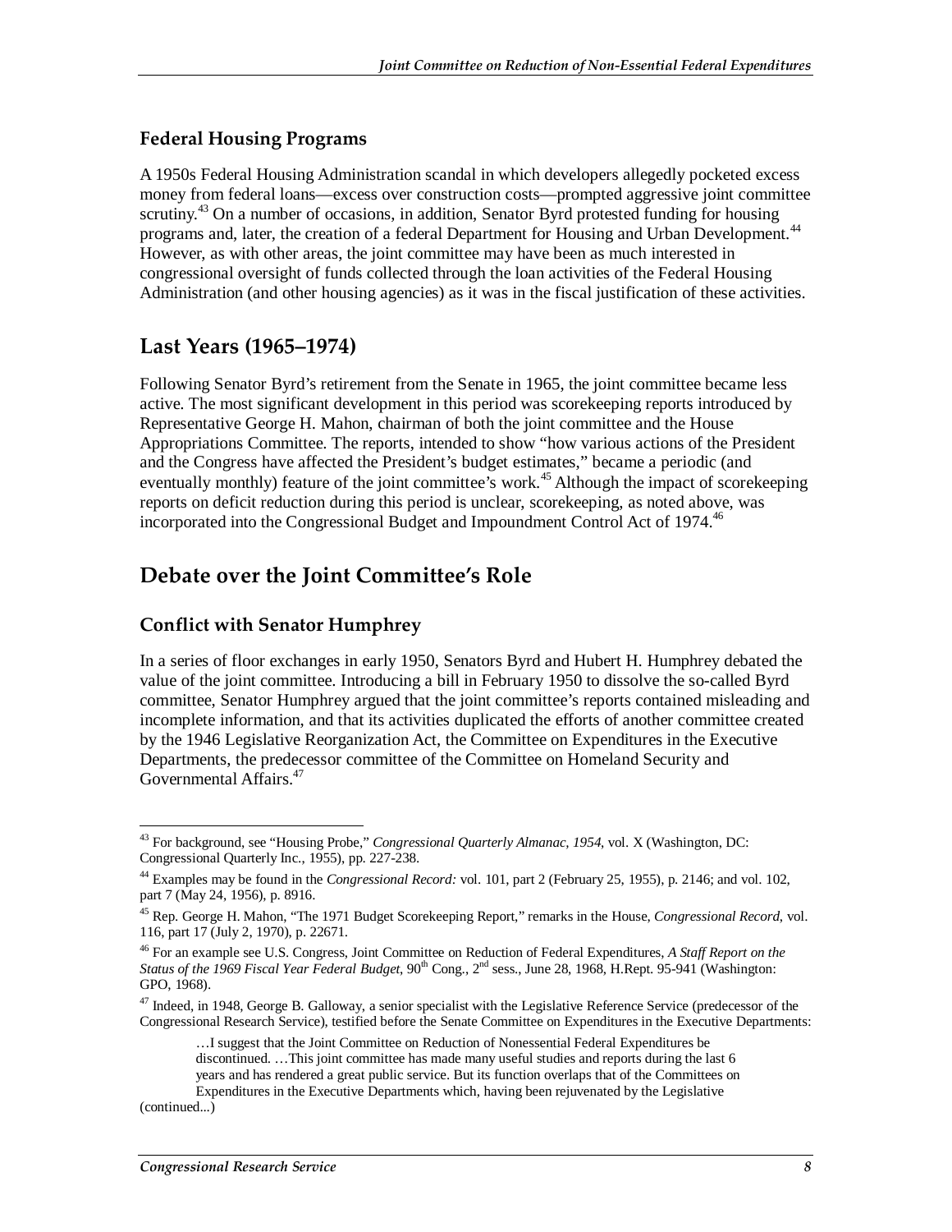### Federal Housing Programs

A 1950s Federal Housing Administration scandal in which developers allegedly pocketed excess money from federal loans—excess over construction costs—prompted aggressive joint committee scrutiny.[43] On a number of occasions, in addition, Senator Byrd protested funding for housing programs and, later, the creation of a federal Department for Housing and Urban Development.[44] However, as with other areas, the joint committee may have been as much interested in congressional oversight of funds collected through the loan activities of the Federal Housing Administration (and other housing agencies) as it was in the fiscal justification of these activities.

## Last Years (1965–1974)

Following Senator Byrd's retirement from the Senate in 1965, the joint committee became less active. The most significant development in this period was scorekeeping reports introduced by Representative George H. Mahon, chairman of both the joint committee and the House Appropriations Committee. The reports, intended to show "how various actions of the President and the Congress have affected the President's budget estimates," became a periodic (and eventually monthly) feature of the joint committee's work.[45] Although the impact of scorekeeping reports on deficit reduction during this period is unclear, scorekeeping, as noted above, was incorporated into the Congressional Budget and Impoundment Control Act of 1974.[46]

## Debate over the Joint Committee's Role

### Conflict with Senator Humphrey

In a series of floor exchanges in early 1950, Senators Byrd and Hubert H. Humphrey debated the value of the joint committee. Introducing a bill in February 1950 to dissolve the so-called Byrd committee, Senator Humphrey argued that the joint committee's reports contained misleading and incomplete information, and that its activities duplicated the efforts of another committee created by the 1946 Legislative Reorganization Act, the Committee on Expenditures in the Executive Departments, the predecessor committee of the Committee on Homeland Security and Governmental Affairs.[47]

---

[43] For background, see "Housing Probe," *Congressional Quarterly Almanac, 1954*, vol. X (Washington, DC: Congressional Quarterly Inc., 1955), pp. 227-238.

[44] Examples may be found in the *Congressional Record:* vol. 101, part 2 (February 25, 1955), p. 2146; and vol. 102, part 7 (May 24, 1956), p. 8916.

[45] Rep. George H. Mahon, "The 1971 Budget Scorekeeping Report," remarks in the House, *Congressional Record*, vol. 116, part 17 (July 2, 1970), p. 22671.

[46] For an example see U.S. Congress, Joint Committee on Reduction of Federal Expenditures, *A Staff Report on the Status of the 1969 Fiscal Year Federal Budget*, 90th Cong., 2nd sess., June 28, 1968, H.Rept. 95-941 (Washington: GPO, 1968).

[47] Indeed, in 1948, George B. Galloway, a senior specialist with the Legislative Reference Service (predecessor of the Congressional Research Service), testified before the Senate Committee on Expenditures in the Executive Departments:

> …I suggest that the Joint Committee on Reduction of Nonessential Federal Expenditures be discontinued. …This joint committee has made many useful studies and reports during the last 6 years and has rendered a great public service. But its function overlaps that of the Committees on Expenditures in the Executive Departments which, having been rejuvenated by the Legislative

(continued...)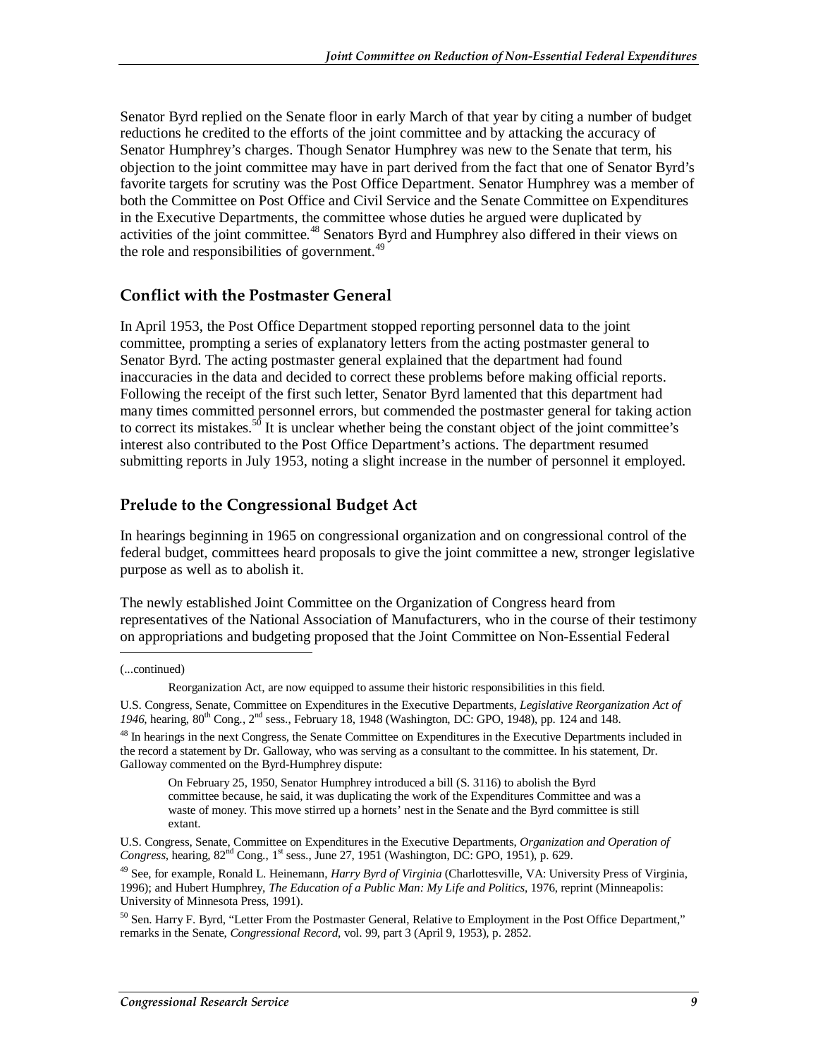Senator Byrd replied on the Senate floor in early March of that year by citing a number of budget reductions he credited to the efforts of the joint committee and by attacking the accuracy of Senator Humphrey's charges. Though Senator Humphrey was new to the Senate that term, his objection to the joint committee may have in part derived from the fact that one of Senator Byrd's favorite targets for scrutiny was the Post Office Department. Senator Humphrey was a member of both the Committee on Post Office and Civil Service and the Senate Committee on Expenditures in the Executive Departments, the committee whose duties he argued were duplicated by activities of the joint committee.[48] Senators Byrd and Humphrey also differed in their views on the role and responsibilities of government.[49]

## Conflict with the Postmaster General

In April 1953, the Post Office Department stopped reporting personnel data to the joint committee, prompting a series of explanatory letters from the acting postmaster general to Senator Byrd. The acting postmaster general explained that the department had found inaccuracies in the data and decided to correct these problems before making official reports. Following the receipt of the first such letter, Senator Byrd lamented that this department had many times committed personnel errors, but commended the postmaster general for taking action to correct its mistakes.[50] It is unclear whether being the constant object of the joint committee's interest also contributed to the Post Office Department's actions. The department resumed submitting reports in July 1953, noting a slight increase in the number of personnel it employed.

## Prelude to the Congressional Budget Act

In hearings beginning in 1965 on congressional organization and on congressional control of the federal budget, committees heard proposals to give the joint committee a new, stronger legislative purpose as well as to abolish it.

The newly established Joint Committee on the Organization of Congress heard from representatives of the National Association of Manufacturers, who in the course of their testimony on appropriations and budgeting proposed that the Joint Committee on Non-Essential Federal

---

(...continued)

Reorganization Act, are now equipped to assume their historic responsibilities in this field.

U.S. Congress, Senate, Committee on Expenditures in the Executive Departments, *Legislative Reorganization Act of 1946*, hearing, 80th Cong., 2nd sess., February 18, 1948 (Washington, DC: GPO, 1948), pp. 124 and 148.

[48] In hearings in the next Congress, the Senate Committee on Expenditures in the Executive Departments included in the record a statement by Dr. Galloway, who was serving as a consultant to the committee. In his statement, Dr. Galloway commented on the Byrd-Humphrey dispute:

> On February 25, 1950, Senator Humphrey introduced a bill (S. 3116) to abolish the Byrd committee because, he said, it was duplicating the work of the Expenditures Committee and was a waste of money. This move stirred up a hornets' nest in the Senate and the Byrd committee is still extant.

U.S. Congress, Senate, Committee on Expenditures in the Executive Departments, *Organization and Operation of Congress*, hearing, 82nd Cong., 1st sess., June 27, 1951 (Washington, DC: GPO, 1951), p. 629.

[49] See, for example, Ronald L. Heinemann, *Harry Byrd of Virginia* (Charlottesville, VA: University Press of Virginia, 1996); and Hubert Humphrey, *The Education of a Public Man: My Life and Politics*, 1976, reprint (Minneapolis: University of Minnesota Press, 1991).

[50] Sen. Harry F. Byrd, "Letter From the Postmaster General, Relative to Employment in the Post Office Department," remarks in the Senate, *Congressional Record*, vol. 99, part 3 (April 9, 1953), p. 2852.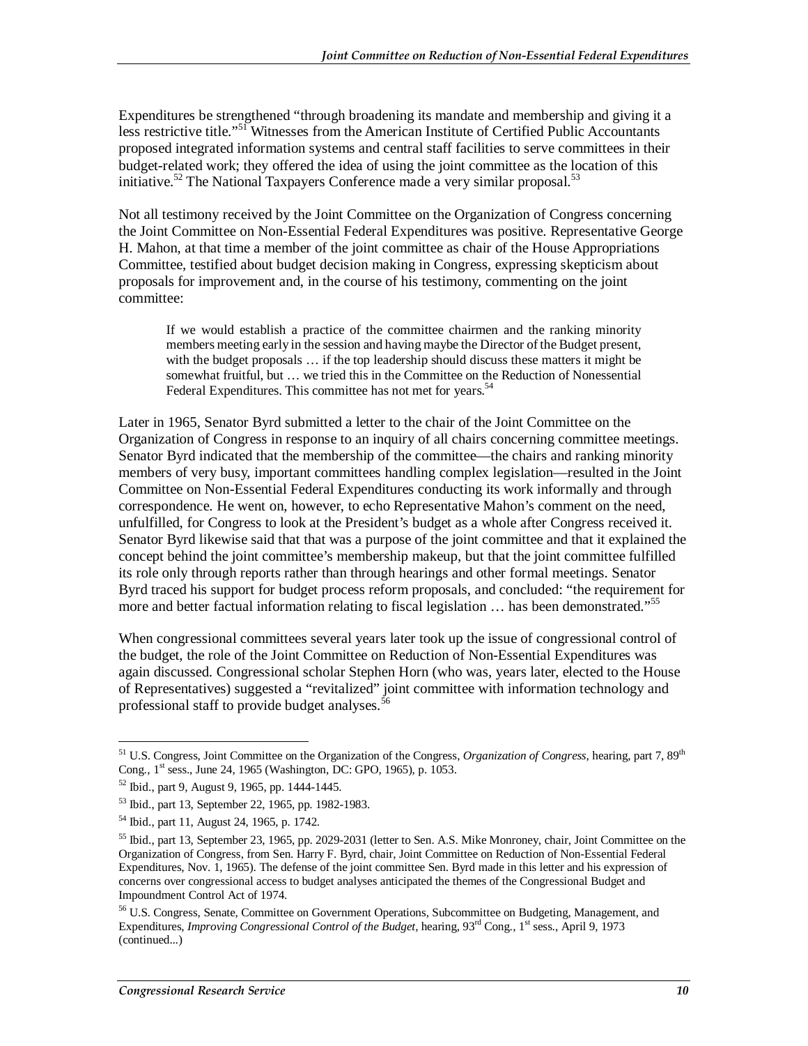Expenditures be strengthened "through broadening its mandate and membership and giving it a less restrictive title."[51] Witnesses from the American Institute of Certified Public Accountants proposed integrated information systems and central staff facilities to serve committees in their budget-related work; they offered the idea of using the joint committee as the location of this initiative.[52] The National Taxpayers Conference made a very similar proposal.[53]

Not all testimony received by the Joint Committee on the Organization of Congress concerning the Joint Committee on Non-Essential Federal Expenditures was positive. Representative George H. Mahon, at that time a member of the joint committee as chair of the House Appropriations Committee, testified about budget decision making in Congress, expressing skepticism about proposals for improvement and, in the course of his testimony, commenting on the joint committee:

> If we would establish a practice of the committee chairmen and the ranking minority members meeting early in the session and having maybe the Director of the Budget present, with the budget proposals … if the top leadership should discuss these matters it might be somewhat fruitful, but … we tried this in the Committee on the Reduction of Nonessential Federal Expenditures. This committee has not met for years.[54]

Later in 1965, Senator Byrd submitted a letter to the chair of the Joint Committee on the Organization of Congress in response to an inquiry of all chairs concerning committee meetings. Senator Byrd indicated that the membership of the committee—the chairs and ranking minority members of very busy, important committees handling complex legislation—resulted in the Joint Committee on Non-Essential Federal Expenditures conducting its work informally and through correspondence. He went on, however, to echo Representative Mahon's comment on the need, unfulfilled, for Congress to look at the President's budget as a whole after Congress received it. Senator Byrd likewise said that that was a purpose of the joint committee and that it explained the concept behind the joint committee's membership makeup, but that the joint committee fulfilled its role only through reports rather than through hearings and other formal meetings. Senator Byrd traced his support for budget process reform proposals, and concluded: "the requirement for more and better factual information relating to fiscal legislation … has been demonstrated."[55]

When congressional committees several years later took up the issue of congressional control of the budget, the role of the Joint Committee on Reduction of Non-Essential Expenditures was again discussed. Congressional scholar Stephen Horn (who was, years later, elected to the House of Representatives) suggested a "revitalized" joint committee with information technology and professional staff to provide budget analyses.[56]

---

[51] U.S. Congress, Joint Committee on the Organization of the Congress, *Organization of Congress*, hearing, part 7, 89th Cong., 1st sess., June 24, 1965 (Washington, DC: GPO, 1965), p. 1053.

[52] Ibid., part 9, August 9, 1965, pp. 1444-1445.

[53] Ibid., part 13, September 22, 1965, pp. 1982-1983.

[54] Ibid., part 11, August 24, 1965, p. 1742.

[55] Ibid., part 13, September 23, 1965, pp. 2029-2031 (letter to Sen. A.S. Mike Monroney, chair, Joint Committee on the Organization of Congress, from Sen. Harry F. Byrd, chair, Joint Committee on Reduction of Non-Essential Federal Expenditures, Nov. 1, 1965). The defense of the joint committee Sen. Byrd made in this letter and his expression of concerns over congressional access to budget analyses anticipated the themes of the Congressional Budget and Impoundment Control Act of 1974.

[56] U.S. Congress, Senate, Committee on Government Operations, Subcommittee on Budgeting, Management, and Expenditures, *Improving Congressional Control of the Budget*, hearing, 93rd Cong., 1st sess., April 9, 1973 (continued...)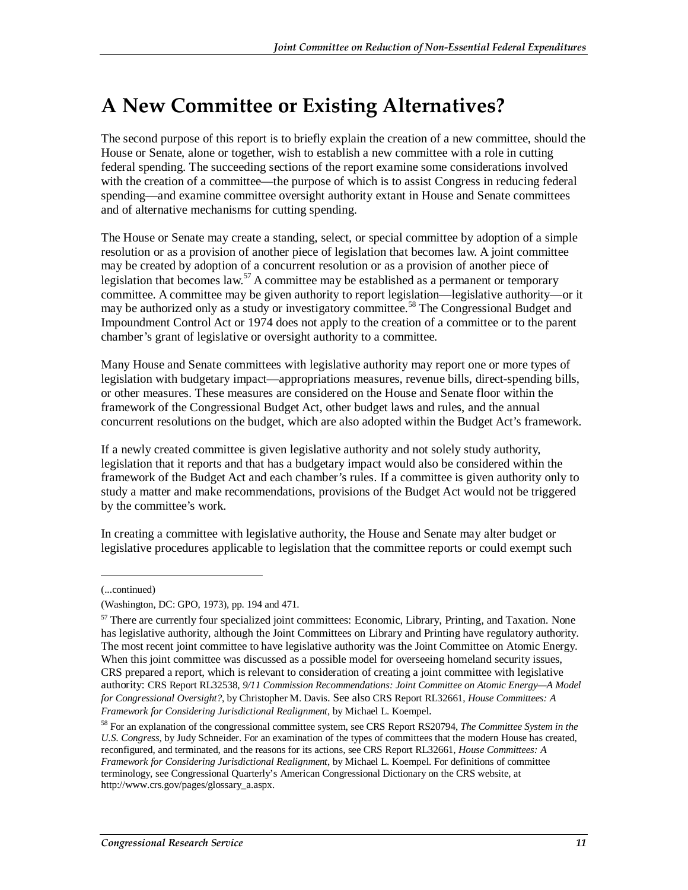# A New Committee or Existing Alternatives?

The second purpose of this report is to briefly explain the creation of a new committee, should the House or Senate, alone or together, wish to establish a new committee with a role in cutting federal spending. The succeeding sections of the report examine some considerations involved with the creation of a committee—the purpose of which is to assist Congress in reducing federal spending—and examine committee oversight authority extant in House and Senate committees and of alternative mechanisms for cutting spending.

The House or Senate may create a standing, select, or special committee by adoption of a simple resolution or as a provision of another piece of legislation that becomes law. A joint committee may be created by adoption of a concurrent resolution or as a provision of another piece of legislation that becomes law.[57] A committee may be established as a permanent or temporary committee. A committee may be given authority to report legislation—legislative authority—or it may be authorized only as a study or investigatory committee.[58] The Congressional Budget and Impoundment Control Act or 1974 does not apply to the creation of a committee or to the parent chamber's grant of legislative or oversight authority to a committee.

Many House and Senate committees with legislative authority may report one or more types of legislation with budgetary impact—appropriations measures, revenue bills, direct-spending bills, or other measures. These measures are considered on the House and Senate floor within the framework of the Congressional Budget Act, other budget laws and rules, and the annual concurrent resolutions on the budget, which are also adopted within the Budget Act's framework.

If a newly created committee is given legislative authority and not solely study authority, legislation that it reports and that has a budgetary impact would also be considered within the framework of the Budget Act and each chamber's rules. If a committee is given authority only to study a matter and make recommendations, provisions of the Budget Act would not be triggered by the committee's work.

In creating a committee with legislative authority, the House and Senate may alter budget or legislative procedures applicable to legislation that the committee reports or could exempt such

---

(...continued)

(Washington, DC: GPO, 1973), pp. 194 and 471.

[57] There are currently four specialized joint committees: Economic, Library, Printing, and Taxation. None has legislative authority, although the Joint Committees on Library and Printing have regulatory authority. The most recent joint committee to have legislative authority was the Joint Committee on Atomic Energy. When this joint committee was discussed as a possible model for overseeing homeland security issues, CRS prepared a report, which is relevant to consideration of creating a joint committee with legislative authority: CRS Report RL32538, *9/11 Commission Recommendations: Joint Committee on Atomic Energy—A Model for Congressional Oversight?*, by Christopher M. Davis. See also CRS Report RL32661, *House Committees: A Framework for Considering Jurisdictional Realignment*, by Michael L. Koempel.

[58] For an explanation of the congressional committee system, see CRS Report RS20794, *The Committee System in the U.S. Congress*, by Judy Schneider. For an examination of the types of committees that the modern House has created, reconfigured, and terminated, and the reasons for its actions, see CRS Report RL32661, *House Committees: A Framework for Considering Jurisdictional Realignment*, by Michael L. Koempel. For definitions of committee terminology, see Congressional Quarterly's American Congressional Dictionary on the CRS website, at http://www.crs.gov/pages/glossary_a.aspx.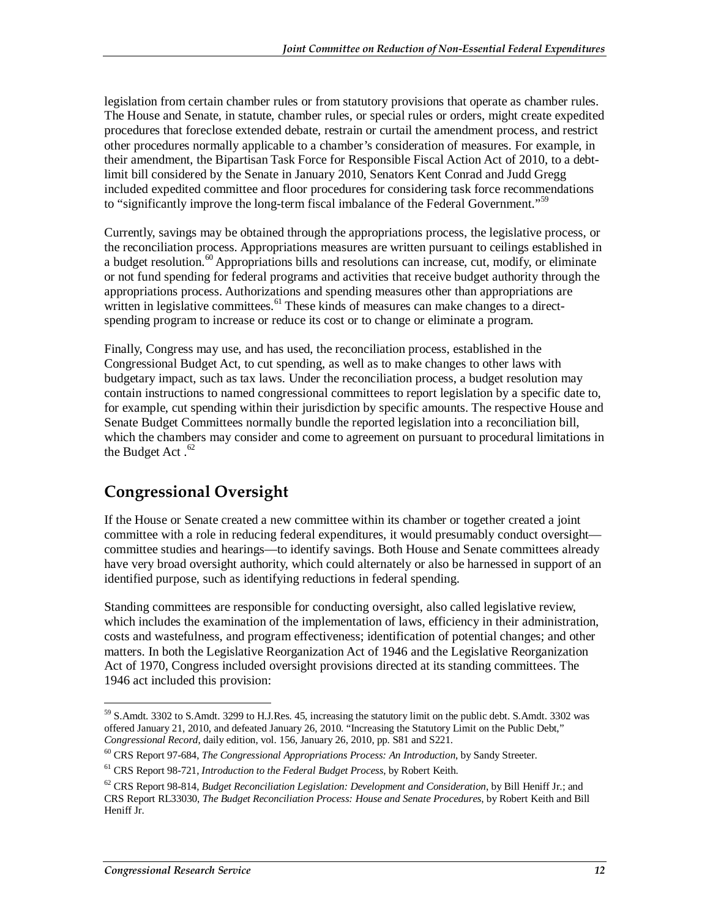legislation from certain chamber rules or from statutory provisions that operate as chamber rules. The House and Senate, in statute, chamber rules, or special rules or orders, might create expedited procedures that foreclose extended debate, restrain or curtail the amendment process, and restrict other procedures normally applicable to a chamber's consideration of measures. For example, in their amendment, the Bipartisan Task Force for Responsible Fiscal Action Act of 2010, to a debt-limit bill considered by the Senate in January 2010, Senators Kent Conrad and Judd Gregg included expedited committee and floor procedures for considering task force recommendations to "significantly improve the long-term fiscal imbalance of the Federal Government."[59]

Currently, savings may be obtained through the appropriations process, the legislative process, or the reconciliation process. Appropriations measures are written pursuant to ceilings established in a budget resolution.[60] Appropriations bills and resolutions can increase, cut, modify, or eliminate or not fund spending for federal programs and activities that receive budget authority through the appropriations process. Authorizations and spending measures other than appropriations are written in legislative committees.[61] These kinds of measures can make changes to a direct-spending program to increase or reduce its cost or to change or eliminate a program.

Finally, Congress may use, and has used, the reconciliation process, established in the Congressional Budget Act, to cut spending, as well as to make changes to other laws with budgetary impact, such as tax laws. Under the reconciliation process, a budget resolution may contain instructions to named congressional committees to report legislation by a specific date to, for example, cut spending within their jurisdiction by specific amounts. The respective House and Senate Budget Committees normally bundle the reported legislation into a reconciliation bill, which the chambers may consider and come to agreement on pursuant to procedural limitations in the Budget Act .[62]

## Congressional Oversight

If the House or Senate created a new committee within its chamber or together created a joint committee with a role in reducing federal expenditures, it would presumably conduct oversight—committee studies and hearings—to identify savings. Both House and Senate committees already have very broad oversight authority, which could alternately or also be harnessed in support of an identified purpose, such as identifying reductions in federal spending.

Standing committees are responsible for conducting oversight, also called legislative review, which includes the examination of the implementation of laws, efficiency in their administration, costs and wastefulness, and program effectiveness; identification of potential changes; and other matters. In both the Legislative Reorganization Act of 1946 and the Legislative Reorganization Act of 1970, Congress included oversight provisions directed at its standing committees. The 1946 act included this provision:

---

[59] S.Amdt. 3302 to S.Amdt. 3299 to H.J.Res. 45, increasing the statutory limit on the public debt. S.Amdt. 3302 was offered January 21, 2010, and defeated January 26, 2010. "Increasing the Statutory Limit on the Public Debt," *Congressional Record*, daily edition, vol. 156, January 26, 2010, pp. S81 and S221.

[60] CRS Report 97-684, *The Congressional Appropriations Process: An Introduction*, by Sandy Streeter.

[61] CRS Report 98-721, *Introduction to the Federal Budget Process*, by Robert Keith.

[62] CRS Report 98-814, *Budget Reconciliation Legislation: Development and Consideration*, by Bill Heniff Jr.; and CRS Report RL33030, *The Budget Reconciliation Process: House and Senate Procedures*, by Robert Keith and Bill Heniff Jr.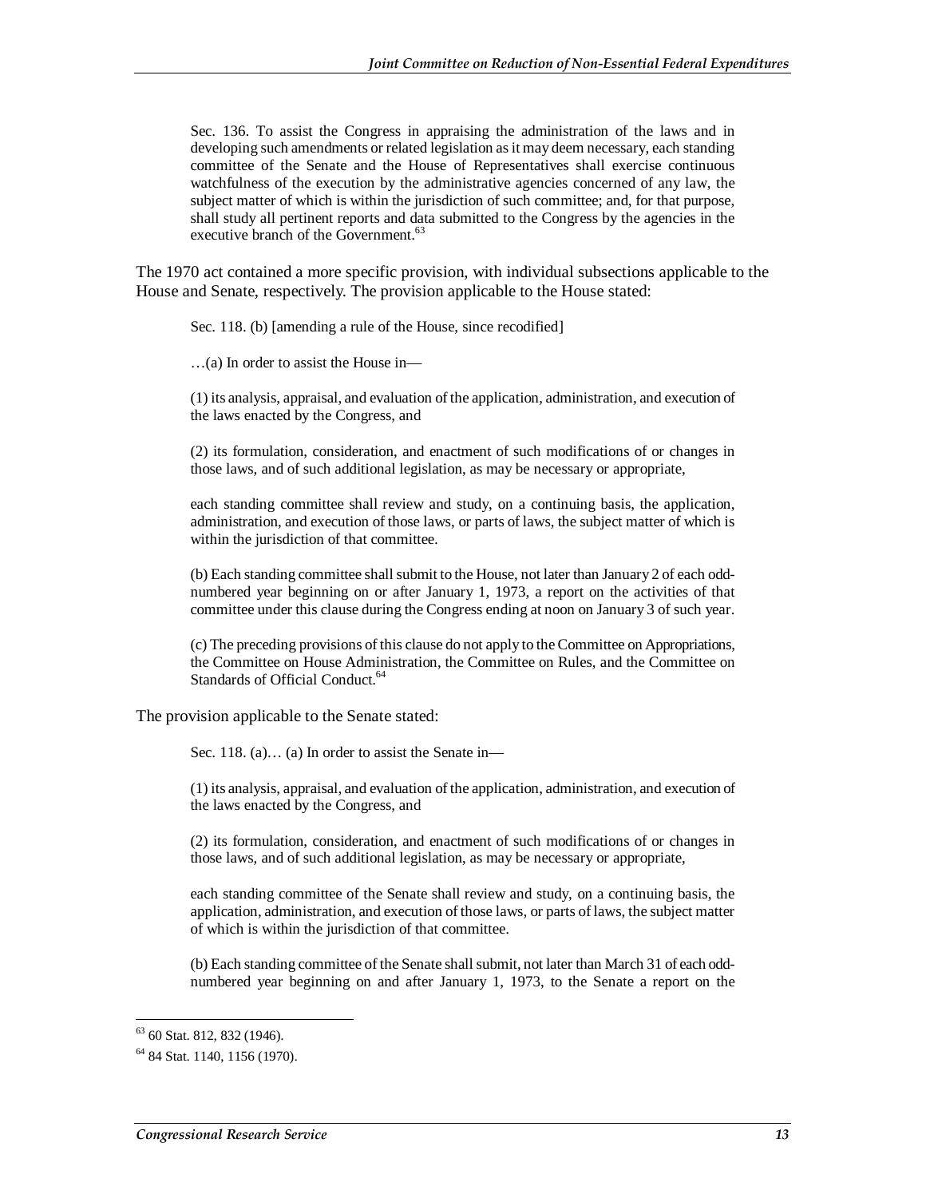> Sec. 136. To assist the Congress in appraising the administration of the laws and in developing such amendments or related legislation as it may deem necessary, each standing committee of the Senate and the House of Representatives shall exercise continuous watchfulness of the execution by the administrative agencies concerned of any law, the subject matter of which is within the jurisdiction of such committee; and, for that purpose, shall study all pertinent reports and data submitted to the Congress by the agencies in the executive branch of the Government.[63]

The 1970 act contained a more specific provision, with individual subsections applicable to the House and Senate, respectively. The provision applicable to the House stated:

> Sec. 118. (b) [amending a rule of the House, since recodified]
>
> …(a) In order to assist the House in—
>
> (1) its analysis, appraisal, and evaluation of the application, administration, and execution of the laws enacted by the Congress, and
>
> (2) its formulation, consideration, and enactment of such modifications of or changes in those laws, and of such additional legislation, as may be necessary or appropriate,
>
> each standing committee shall review and study, on a continuing basis, the application, administration, and execution of those laws, or parts of laws, the subject matter of which is within the jurisdiction of that committee.
>
> (b) Each standing committee shall submit to the House, not later than January 2 of each odd-numbered year beginning on or after January 1, 1973, a report on the activities of that committee under this clause during the Congress ending at noon on January 3 of such year.
>
> (c) The preceding provisions of this clause do not apply to the Committee on Appropriations, the Committee on House Administration, the Committee on Rules, and the Committee on Standards of Official Conduct.[64]

The provision applicable to the Senate stated:

> Sec. 118. (a)… (a) In order to assist the Senate in—
>
> (1) its analysis, appraisal, and evaluation of the application, administration, and execution of the laws enacted by the Congress, and
>
> (2) its formulation, consideration, and enactment of such modifications of or changes in those laws, and of such additional legislation, as may be necessary or appropriate,
>
> each standing committee of the Senate shall review and study, on a continuing basis, the application, administration, and execution of those laws, or parts of laws, the subject matter of which is within the jurisdiction of that committee.
>
> (b) Each standing committee of the Senate shall submit, not later than March 31 of each odd-numbered year beginning on and after January 1, 1973, to the Senate a report on the

[63] 60 Stat. 812, 832 (1946).

[64] 84 Stat. 1140, 1156 (1970).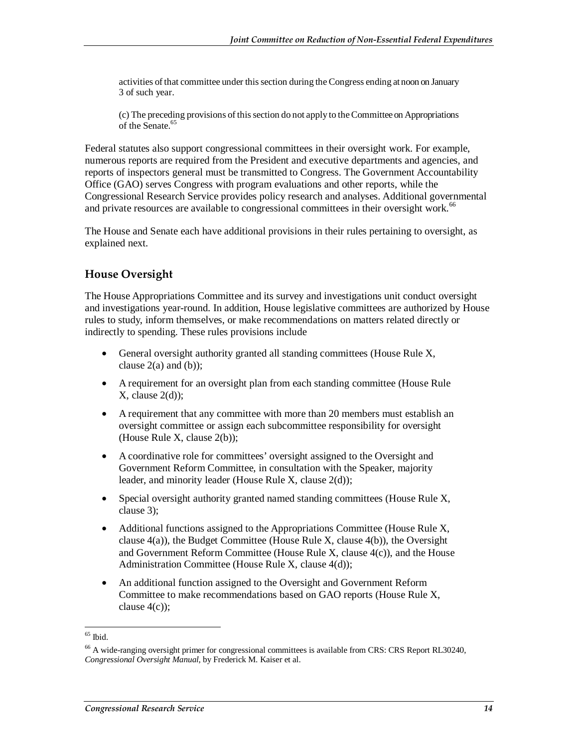> activities of that committee under this section during the Congress ending at noon on January 3 of such year.
>
> (c) The preceding provisions of this section do not apply to the Committee on Appropriations of the Senate.[65]

Federal statutes also support congressional committees in their oversight work. For example, numerous reports are required from the President and executive departments and agencies, and reports of inspectors general must be transmitted to Congress. The Government Accountability Office (GAO) serves Congress with program evaluations and other reports, while the Congressional Research Service provides policy research and analyses. Additional governmental and private resources are available to congressional committees in their oversight work.[66]

The House and Senate each have additional provisions in their rules pertaining to oversight, as explained next.

## House Oversight

The House Appropriations Committee and its survey and investigations unit conduct oversight and investigations year-round. In addition, House legislative committees are authorized by House rules to study, inform themselves, or make recommendations on matters related directly or indirectly to spending. These rules provisions include

- General oversight authority granted all standing committees (House Rule X, clause 2(a) and (b));
- A requirement for an oversight plan from each standing committee (House Rule X, clause 2(d));
- A requirement that any committee with more than 20 members must establish an oversight committee or assign each subcommittee responsibility for oversight (House Rule X, clause 2(b));
- A coordinative role for committees' oversight assigned to the Oversight and Government Reform Committee, in consultation with the Speaker, majority leader, and minority leader (House Rule X, clause 2(d));
- Special oversight authority granted named standing committees (House Rule X, clause 3);
- Additional functions assigned to the Appropriations Committee (House Rule X, clause 4(a)), the Budget Committee (House Rule X, clause 4(b)), the Oversight and Government Reform Committee (House Rule X, clause 4(c)), and the House Administration Committee (House Rule X, clause 4(d));
- An additional function assigned to the Oversight and Government Reform Committee to make recommendations based on GAO reports (House Rule X, clause 4(c));

---

[65] Ibid.

[66] A wide-ranging oversight primer for congressional committees is available from CRS: CRS Report RL30240, *Congressional Oversight Manual*, by Frederick M. Kaiser et al.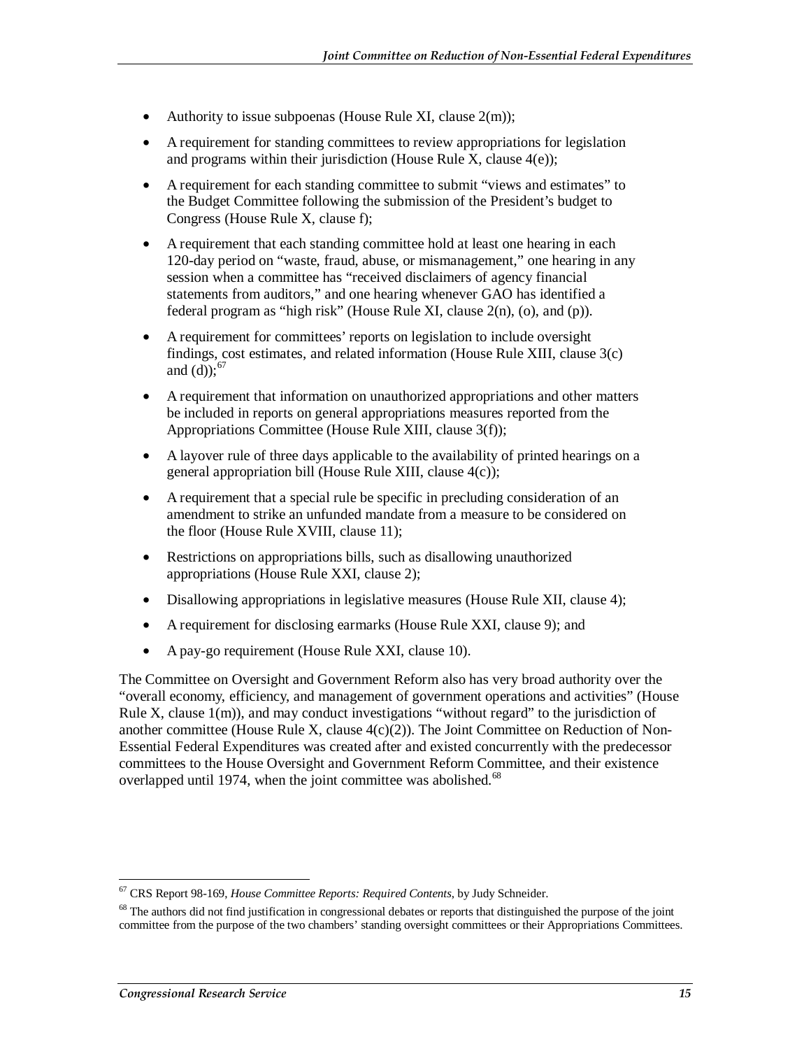- Authority to issue subpoenas (House Rule XI, clause 2(m));
- A requirement for standing committees to review appropriations for legislation and programs within their jurisdiction (House Rule X, clause 4(e));
- A requirement for each standing committee to submit "views and estimates" to the Budget Committee following the submission of the President's budget to Congress (House Rule X, clause f);
- A requirement that each standing committee hold at least one hearing in each 120-day period on "waste, fraud, abuse, or mismanagement," one hearing in any session when a committee has "received disclaimers of agency financial statements from auditors," and one hearing whenever GAO has identified a federal program as "high risk" (House Rule XI, clause 2(n), (o), and (p)).
- A requirement for committees' reports on legislation to include oversight findings, cost estimates, and related information (House Rule XIII, clause 3(c) and (d));[67]
- A requirement that information on unauthorized appropriations and other matters be included in reports on general appropriations measures reported from the Appropriations Committee (House Rule XIII, clause 3(f));
- A layover rule of three days applicable to the availability of printed hearings on a general appropriation bill (House Rule XIII, clause 4(c));
- A requirement that a special rule be specific in precluding consideration of an amendment to strike an unfunded mandate from a measure to be considered on the floor (House Rule XVIII, clause 11);
- Restrictions on appropriations bills, such as disallowing unauthorized appropriations (House Rule XXI, clause 2);
- Disallowing appropriations in legislative measures (House Rule XII, clause 4);
- A requirement for disclosing earmarks (House Rule XXI, clause 9); and
- A pay-go requirement (House Rule XXI, clause 10).

The Committee on Oversight and Government Reform also has very broad authority over the "overall economy, efficiency, and management of government operations and activities" (House Rule X, clause 1(m)), and may conduct investigations "without regard" to the jurisdiction of another committee (House Rule X, clause 4(c)(2)). The Joint Committee on Reduction of Non-Essential Federal Expenditures was created after and existed concurrently with the predecessor committees to the House Oversight and Government Reform Committee, and their existence overlapped until 1974, when the joint committee was abolished.[68]

---

[67] CRS Report 98-169, *House Committee Reports: Required Contents*, by Judy Schneider.

[68] The authors did not find justification in congressional debates or reports that distinguished the purpose of the joint committee from the purpose of the two chambers' standing oversight committees or their Appropriations Committees.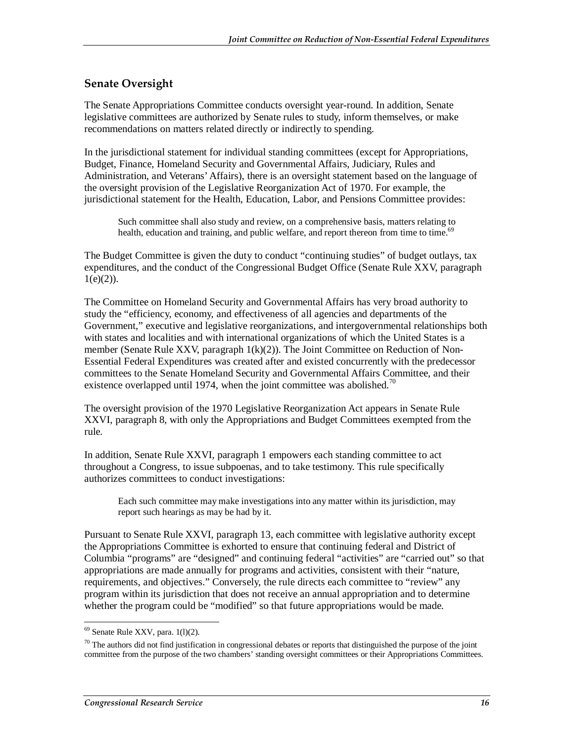## Senate Oversight

The Senate Appropriations Committee conducts oversight year-round. In addition, Senate legislative committees are authorized by Senate rules to study, inform themselves, or make recommendations on matters related directly or indirectly to spending.

In the jurisdictional statement for individual standing committees (except for Appropriations, Budget, Finance, Homeland Security and Governmental Affairs, Judiciary, Rules and Administration, and Veterans' Affairs), there is an oversight statement based on the language of the oversight provision of the Legislative Reorganization Act of 1970. For example, the jurisdictional statement for the Health, Education, Labor, and Pensions Committee provides:

> Such committee shall also study and review, on a comprehensive basis, matters relating to health, education and training, and public welfare, and report thereon from time to time.[69]

The Budget Committee is given the duty to conduct "continuing studies" of budget outlays, tax expenditures, and the conduct of the Congressional Budget Office (Senate Rule XXV, paragraph 1(e)(2)).

The Committee on Homeland Security and Governmental Affairs has very broad authority to study the "efficiency, economy, and effectiveness of all agencies and departments of the Government," executive and legislative reorganizations, and intergovernmental relationships both with states and localities and with international organizations of which the United States is a member (Senate Rule XXV, paragraph 1(k)(2)). The Joint Committee on Reduction of Non-Essential Federal Expenditures was created after and existed concurrently with the predecessor committees to the Senate Homeland Security and Governmental Affairs Committee, and their existence overlapped until 1974, when the joint committee was abolished.[70]

The oversight provision of the 1970 Legislative Reorganization Act appears in Senate Rule XXVI, paragraph 8, with only the Appropriations and Budget Committees exempted from the rule.

In addition, Senate Rule XXVI, paragraph 1 empowers each standing committee to act throughout a Congress, to issue subpoenas, and to take testimony. This rule specifically authorizes committees to conduct investigations:

> Each such committee may make investigations into any matter within its jurisdiction, may report such hearings as may be had by it.

Pursuant to Senate Rule XXVI, paragraph 13, each committee with legislative authority except the Appropriations Committee is exhorted to ensure that continuing federal and District of Columbia "programs" are "designed" and continuing federal "activities" are "carried out" so that appropriations are made annually for programs and activities, consistent with their "nature, requirements, and objectives." Conversely, the rule directs each committee to "review" any program within its jurisdiction that does not receive an annual appropriation and to determine whether the program could be "modified" so that future appropriations would be made.

---

[69] Senate Rule XXV, para. 1(l)(2).

[70] The authors did not find justification in congressional debates or reports that distinguished the purpose of the joint committee from the purpose of the two chambers' standing oversight committees or their Appropriations Committees.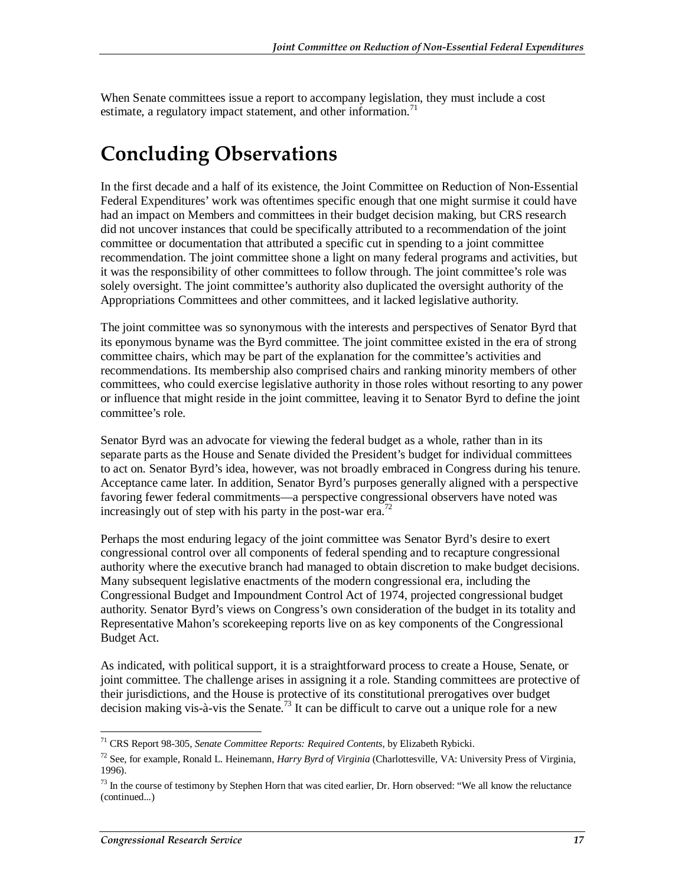When Senate committees issue a report to accompany legislation, they must include a cost estimate, a regulatory impact statement, and other information.[71]

# Concluding Observations

In the first decade and a half of its existence, the Joint Committee on Reduction of Non-Essential Federal Expenditures' work was oftentimes specific enough that one might surmise it could have had an impact on Members and committees in their budget decision making, but CRS research did not uncover instances that could be specifically attributed to a recommendation of the joint committee or documentation that attributed a specific cut in spending to a joint committee recommendation. The joint committee shone a light on many federal programs and activities, but it was the responsibility of other committees to follow through. The joint committee's role was solely oversight. The joint committee's authority also duplicated the oversight authority of the Appropriations Committees and other committees, and it lacked legislative authority.

The joint committee was so synonymous with the interests and perspectives of Senator Byrd that its eponymous byname was the Byrd committee. The joint committee existed in the era of strong committee chairs, which may be part of the explanation for the committee's activities and recommendations. Its membership also comprised chairs and ranking minority members of other committees, who could exercise legislative authority in those roles without resorting to any power or influence that might reside in the joint committee, leaving it to Senator Byrd to define the joint committee's role.

Senator Byrd was an advocate for viewing the federal budget as a whole, rather than in its separate parts as the House and Senate divided the President's budget for individual committees to act on. Senator Byrd's idea, however, was not broadly embraced in Congress during his tenure. Acceptance came later. In addition, Senator Byrd's purposes generally aligned with a perspective favoring fewer federal commitments—a perspective congressional observers have noted was increasingly out of step with his party in the post-war era.[72]

Perhaps the most enduring legacy of the joint committee was Senator Byrd's desire to exert congressional control over all components of federal spending and to recapture congressional authority where the executive branch had managed to obtain discretion to make budget decisions. Many subsequent legislative enactments of the modern congressional era, including the Congressional Budget and Impoundment Control Act of 1974, projected congressional budget authority. Senator Byrd's views on Congress's own consideration of the budget in its totality and Representative Mahon's scorekeeping reports live on as key components of the Congressional Budget Act.

As indicated, with political support, it is a straightforward process to create a House, Senate, or joint committee. The challenge arises in assigning it a role. Standing committees are protective of their jurisdictions, and the House is protective of its constitutional prerogatives over budget decision making vis-à-vis the Senate.[73] It can be difficult to carve out a unique role for a new

---

[71] CRS Report 98-305, *Senate Committee Reports: Required Contents*, by Elizabeth Rybicki.

[72] See, for example, Ronald L. Heinemann, *Harry Byrd of Virginia* (Charlottesville, VA: University Press of Virginia, 1996).

[73] In the course of testimony by Stephen Horn that was cited earlier, Dr. Horn observed: "We all know the reluctance (continued...)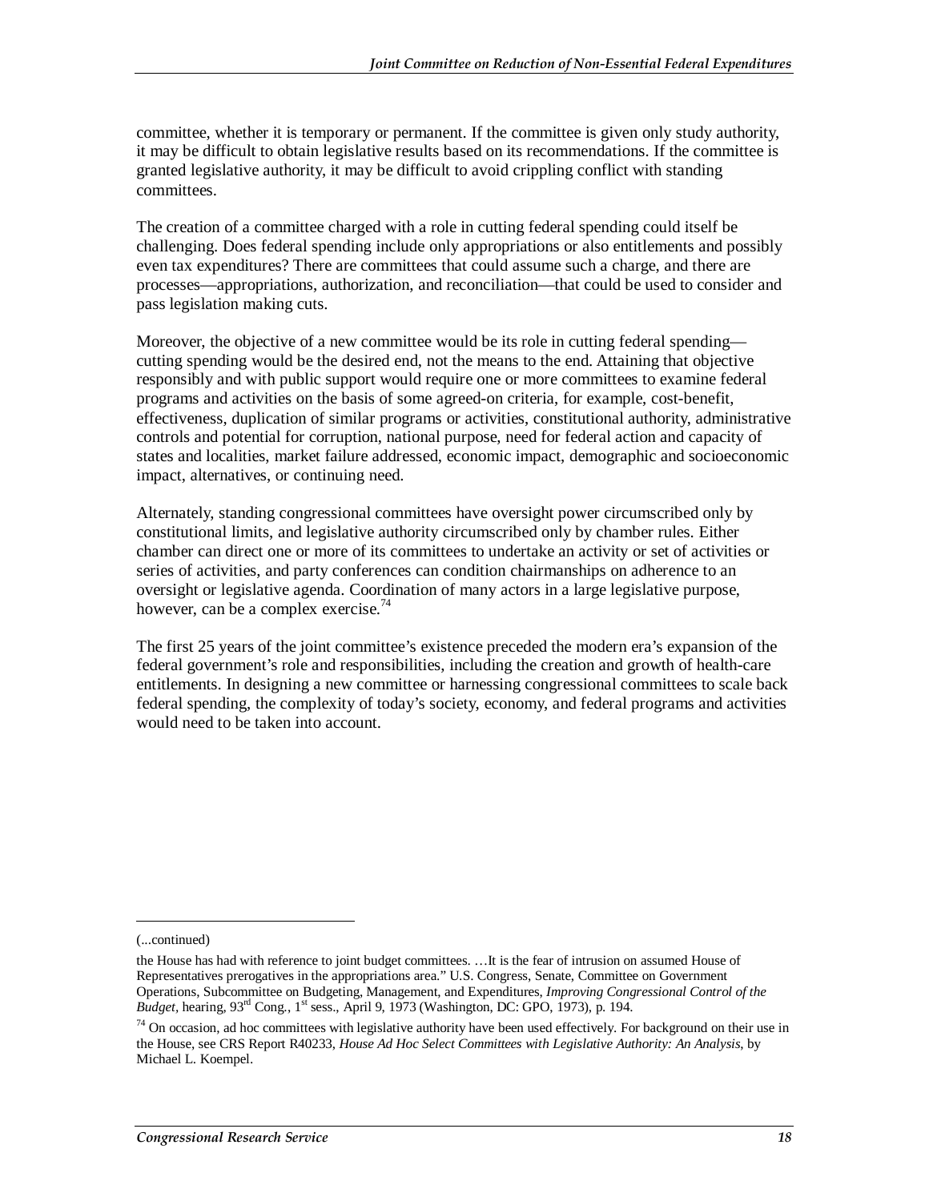committee, whether it is temporary or permanent. If the committee is given only study authority, it may be difficult to obtain legislative results based on its recommendations. If the committee is granted legislative authority, it may be difficult to avoid crippling conflict with standing committees.

The creation of a committee charged with a role in cutting federal spending could itself be challenging. Does federal spending include only appropriations or also entitlements and possibly even tax expenditures? There are committees that could assume such a charge, and there are processes—appropriations, authorization, and reconciliation—that could be used to consider and pass legislation making cuts.

Moreover, the objective of a new committee would be its role in cutting federal spending—cutting spending would be the desired end, not the means to the end. Attaining that objective responsibly and with public support would require one or more committees to examine federal programs and activities on the basis of some agreed-on criteria, for example, cost-benefit, effectiveness, duplication of similar programs or activities, constitutional authority, administrative controls and potential for corruption, national purpose, need for federal action and capacity of states and localities, market failure addressed, economic impact, demographic and socioeconomic impact, alternatives, or continuing need.

Alternately, standing congressional committees have oversight power circumscribed only by constitutional limits, and legislative authority circumscribed only by chamber rules. Either chamber can direct one or more of its committees to undertake an activity or set of activities or series of activities, and party conferences can condition chairmanships on adherence to an oversight or legislative agenda. Coordination of many actors in a large legislative purpose, however, can be a complex exercise.[74]

The first 25 years of the joint committee's existence preceded the modern era's expansion of the federal government's role and responsibilities, including the creation and growth of health-care entitlements. In designing a new committee or harnessing congressional committees to scale back federal spending, the complexity of today's society, economy, and federal programs and activities would need to be taken into account.

---

(...continued)

the House has had with reference to joint budget committees. …It is the fear of intrusion on assumed House of Representatives prerogatives in the appropriations area." U.S. Congress, Senate, Committee on Government Operations, Subcommittee on Budgeting, Management, and Expenditures, *Improving Congressional Control of the Budget*, hearing, 93rd Cong., 1st sess., April 9, 1973 (Washington, DC: GPO, 1973), p. 194.

[74] On occasion, ad hoc committees with legislative authority have been used effectively. For background on their use in the House, see CRS Report R40233, *House Ad Hoc Select Committees with Legislative Authority: An Analysis*, by Michael L. Koempel.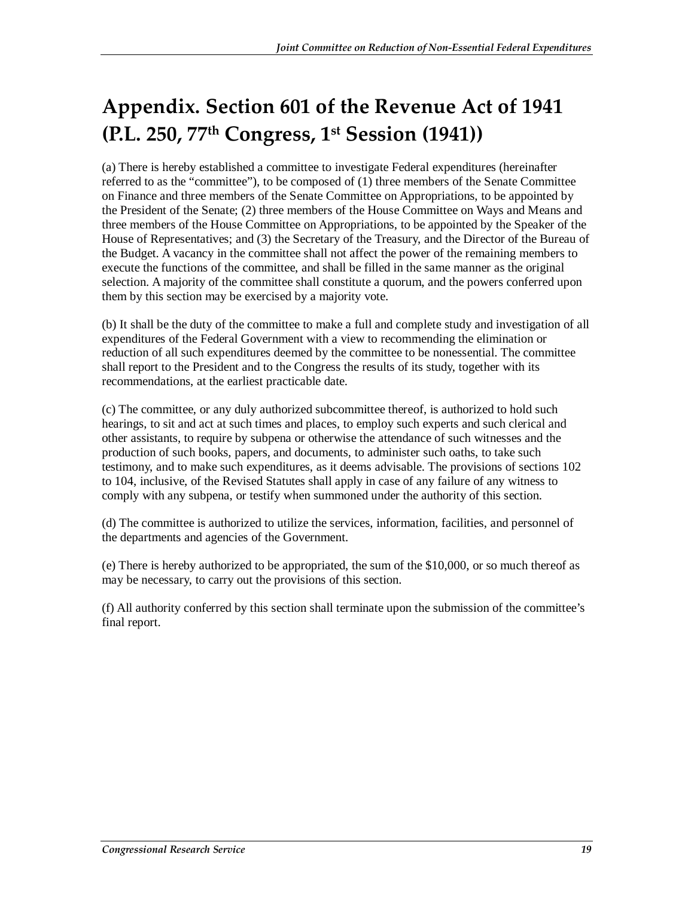# Appendix. Section 601 of the Revenue Act of 1941 (P.L. 250, 77th Congress, 1st Session (1941))

(a) There is hereby established a committee to investigate Federal expenditures (hereinafter referred to as the "committee"), to be composed of (1) three members of the Senate Committee on Finance and three members of the Senate Committee on Appropriations, to be appointed by the President of the Senate; (2) three members of the House Committee on Ways and Means and three members of the House Committee on Appropriations, to be appointed by the Speaker of the House of Representatives; and (3) the Secretary of the Treasury, and the Director of the Bureau of the Budget. A vacancy in the committee shall not affect the power of the remaining members to execute the functions of the committee, and shall be filled in the same manner as the original selection. A majority of the committee shall constitute a quorum, and the powers conferred upon them by this section may be exercised by a majority vote.

(b) It shall be the duty of the committee to make a full and complete study and investigation of all expenditures of the Federal Government with a view to recommending the elimination or reduction of all such expenditures deemed by the committee to be nonessential. The committee shall report to the President and to the Congress the results of its study, together with its recommendations, at the earliest practicable date.

(c) The committee, or any duly authorized subcommittee thereof, is authorized to hold such hearings, to sit and act at such times and places, to employ such experts and such clerical and other assistants, to require by subpena or otherwise the attendance of such witnesses and the production of such books, papers, and documents, to administer such oaths, to take such testimony, and to make such expenditures, as it deems advisable. The provisions of sections 102 to 104, inclusive, of the Revised Statutes shall apply in case of any failure of any witness to comply with any subpena, or testify when summoned under the authority of this section.

(d) The committee is authorized to utilize the services, information, facilities, and personnel of the departments and agencies of the Government.

(e) There is hereby authorized to be appropriated, the sum of the $10,000, or so much thereof as may be necessary, to carry out the provisions of this section.

(f) All authority conferred by this section shall terminate upon the submission of the committee's final report.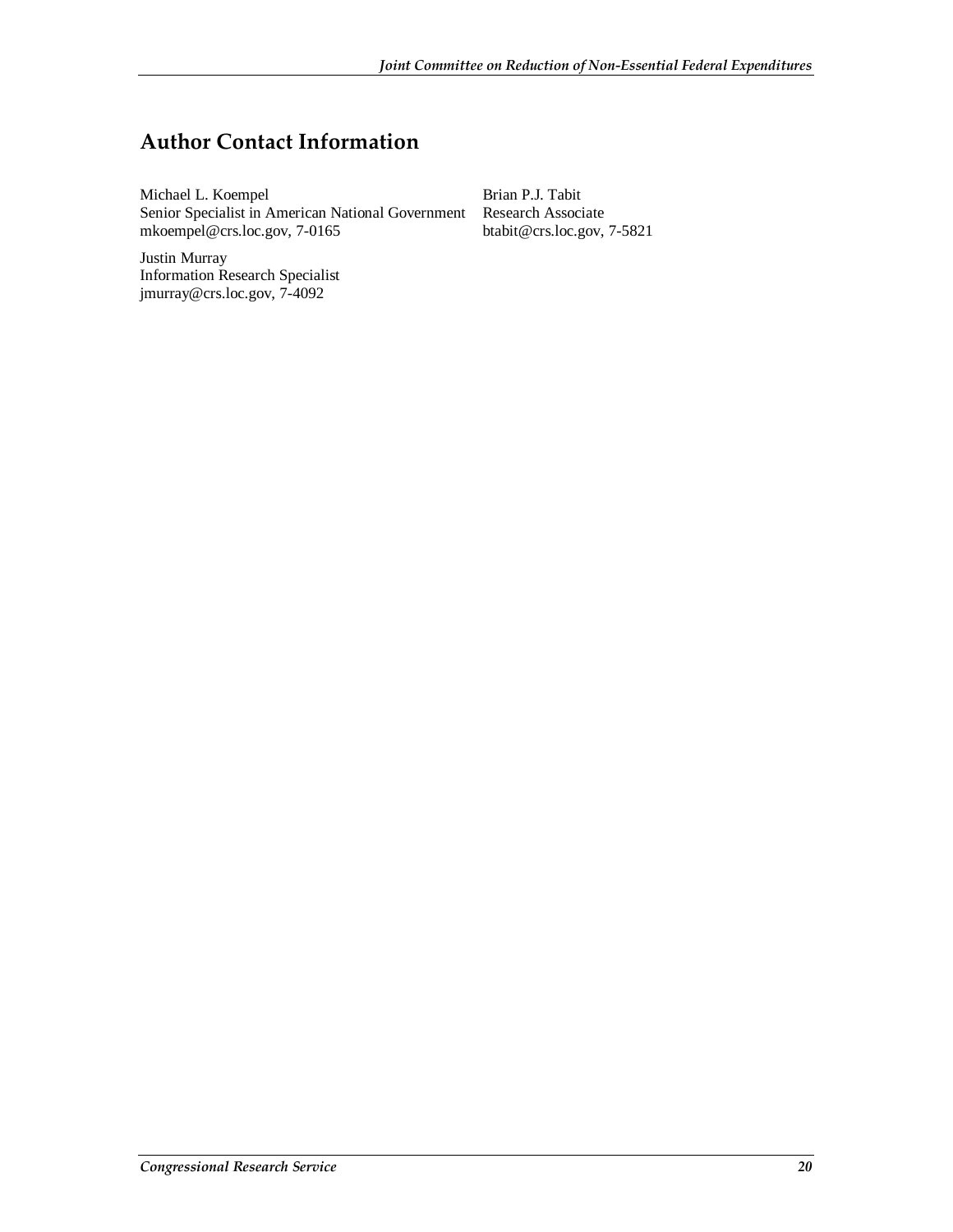## Author Contact Information

Michael L. Koempel
Senior Specialist in American National Government
mkoempel@crs.loc.gov, 7-0165

Brian P.J. Tabit
Research Associate
btabit@crs.loc.gov, 7-5821

Justin Murray
Information Research Specialist
jmurray@crs.loc.gov, 7-4092